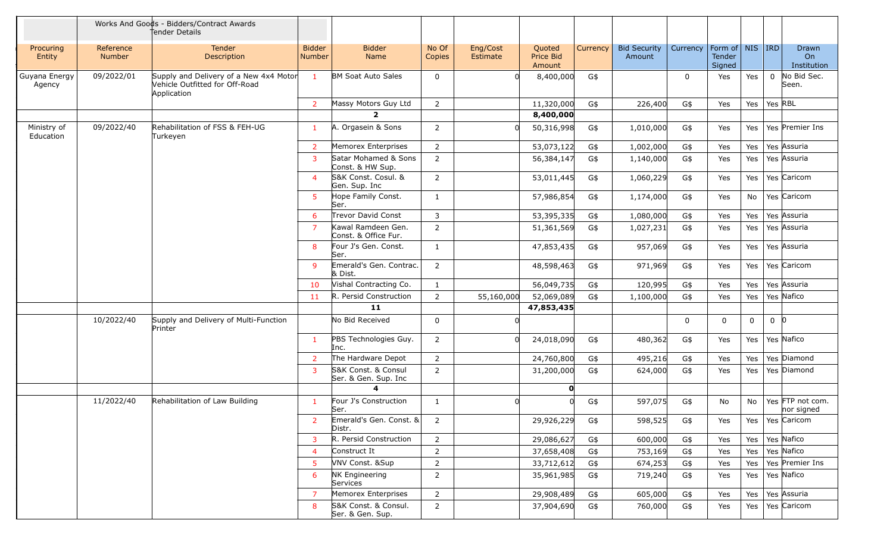| | | Works And Goods - Bidders/Contract Awards Tender Details | | | | | | | | | | | | |
|---|---|---|---|---|---|---|---|---|---|---|---|---|---|---|
| Procuring Entity | Reference Number | Tender Description | Bidder Number | Bidder Name | No Of Copies | Eng/Cost Estimate | Quoted Price Bid Amount | Currency | Bid Security Amount | Currency | Form of Tender Signed | NIS | IRD | Drawn On Institution |
| Guyana Energy Agency | 09/2022/01 | Supply and Delivery of a New 4x4 Motor Vehicle Outfitted for Off-Road Application | 1 | BM Soat Auto Sales | 0 | 0 | 8,400,000 | G$ | | 0 | Yes | Yes | 0 | No Bid Sec. Seen. |
| | | | 2 | Massy Motors Guy Ltd | 2 | | 11,320,000 | G$ | 226,400 | G$ | Yes | Yes | Yes | RBL |
| | | | | **2** | | | **8,400,000** | | | | | | | |
| Ministry of Education | 09/2022/40 | Rehabilitation of FSS & FEH-UG Turkeyen | 1 | A. Orgasein & Sons | 2 | 0 | 50,316,998 | G$ | 1,010,000 | G$ | Yes | Yes | Yes | Premier Ins |
| | | | 2 | Memorex Enterprises | 2 | | 53,073,122 | G$ | 1,002,000 | G$ | Yes | Yes | Yes | Assuria |
| | | | 3 | Satar Mohamed & Sons Const. & HW Sup. | 2 | | 56,384,147 | G$ | 1,140,000 | G$ | Yes | Yes | Yes | Assuria |
| | | | 4 | S&K Const. Cosul. & Gen. Sup. Inc | 2 | | 53,011,445 | G$ | 1,060,229 | G$ | Yes | Yes | Yes | Caricom |
| | | | 5 | Hope Family Const. Ser. | 1 | | 57,986,854 | G$ | 1,174,000 | G$ | Yes | No | Yes | Caricom |
| | | | 6 | Trevor David Const | 3 | | 53,395,335 | G$ | 1,080,000 | G$ | Yes | Yes | Yes | Assuria |
| | | | 7 | Kawal Ramdeen Gen. Const. & Office Fur. | 2 | | 51,361,569 | G$ | 1,027,231 | G$ | Yes | Yes | Yes | Assuria |
| | | | 8 | Four J's Gen. Const. Ser. | 1 | | 47,853,435 | G$ | 957,069 | G$ | Yes | Yes | Yes | Assuria |
| | | | 9 | Emerald's Gen. Contrac. & Dist. | 2 | | 48,598,463 | G$ | 971,969 | G$ | Yes | Yes | Yes | Caricom |
| | | | 10 | Vishal Contracting Co. | 1 | | 56,049,735 | G$ | 120,995 | G$ | Yes | Yes | Yes | Assuria |
| | | | 11 | R. Persid Construction | 2 | 55,160,000 | 52,069,089 | G$ | 1,100,000 | G$ | Yes | Yes | Yes | Nafico |
| | | | | **11** | | | **47,853,435** | | | | | | | |
| | 10/2022/40 | Supply and Delivery of Multi-Function Printer | | No Bid Received | 0 | 0 | | | | 0 | 0 | 0 | 0 | 0 |
| | | | 1 | PBS Technologies Guy. Inc. | 2 | 0 | 24,018,090 | G$ | 480,362 | G$ | Yes | Yes | Yes | Nafico |
| | | | 2 | The Hardware Depot | 2 | | 24,760,800 | G$ | 495,216 | G$ | Yes | Yes | Yes | Diamond |
| | | | 3 | S&K Const. & Consul Ser. & Gen. Sup. Inc | 2 | | 31,200,000 | G$ | 624,000 | G$ | Yes | Yes | Yes | Diamond |
| | | | | **4** | | | **0** | | | | | | | |
| | 11/2022/40 | Rehabilitation of Law Building | 1 | Four J's Construction Ser. | 1 | 0 | 0 | G$ | 597,075 | G$ | No | No | Yes | FTP not com. nor signed |
| | | | 2 | Emerald's Gen. Const. & Distr. | 2 | | 29,926,229 | G$ | 598,525 | G$ | Yes | Yes | Yes | Caricom |
| | | | 3 | R. Persid Construction | 2 | | 29,086,627 | G$ | 600,000 | G$ | Yes | Yes | Yes | Nafico |
| | | | 4 | Construct It | 2 | | 37,658,408 | G$ | 753,169 | G$ | Yes | Yes | Yes | Nafico |
| | | | 5 | VNV Const. &Sup | 2 | | 33,712,612 | G$ | 674,253 | G$ | Yes | Yes | Yes | Premier Ins |
| | | | 6 | NK Engineering Services | 2 | | 35,961,985 | G$ | 719,240 | G$ | Yes | Yes | Yes | Nafico |
| | | | 7 | Memorex Enterprises | 2 | | 29,908,489 | G$ | 605,000 | G$ | Yes | Yes | Yes | Assuria |
| | | | 8 | S&K Const. & Consul. Ser. & Gen. Sup. | 2 | | 37,904,690 | G$ | 760,000 | G$ | Yes | Yes | Yes | Caricom |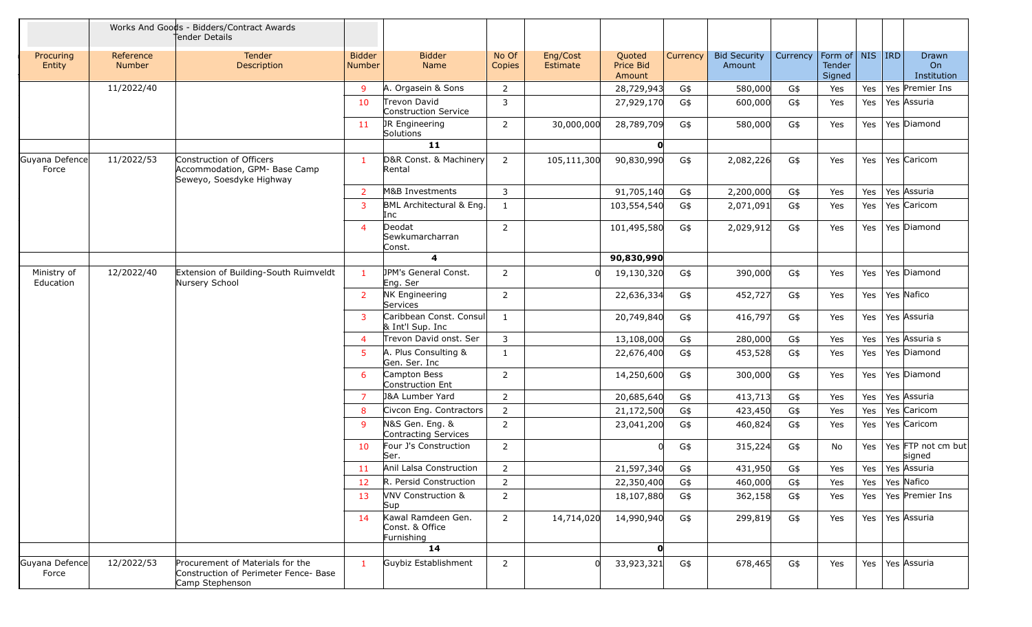| | Works And Goods - Bidders/Contract Awards Tender Details | | | | | | | | | | | | | |
|---|---|---|---|---|---|---|---|---|---|---|---|---|---|---|
| Procuring Entity | Reference Number | Tender Description | Bidder Number | Bidder Name | No Of Copies | Eng/Cost Estimate | Quoted Price Bid Amount | Currency | Bid Security Amount | Currency | Form of Tender Signed | NIS | IRD | Drawn On Institution |
| | 11/2022/40 | | 9 | A. Orgasein & Sons | 2 | | 28,729,943 | G$ | 580,000 | G$ | Yes | Yes | Yes | Premier Ins |
| | | | 10 | Trevon David Construction Service | 3 | | 27,929,170 | G$ | 600,000 | G$ | Yes | Yes | Yes | Assuria |
| | | | 11 | JR Engineering Solutions | 2 | 30,000,000 | 28,789,709 | G$ | 580,000 | G$ | Yes | Yes | Yes | Diamond |
| | | | | **11** | | | **0** | | | | | | | |
| Guyana Defence Force | 11/2022/53 | Construction of Officers Accommodation, GPM- Base Camp Seweyo, Soesdyke Highway | 1 | D&R Const. & Machinery Rental | 2 | 105,111,300 | 90,830,990 | G$ | 2,082,226 | G$ | Yes | Yes | Yes | Caricom |
| | | | 2 | M&B Investments | 3 | | 91,705,140 | G$ | 2,200,000 | G$ | Yes | Yes | Yes | Assuria |
| | | | 3 | BML Architectural & Eng. Inc | 1 | | 103,554,540 | G$ | 2,071,091 | G$ | Yes | Yes | Yes | Caricom |
| | | | 4 | Deodat Sewkumarcharran Const. | 2 | | 101,495,580 | G$ | 2,029,912 | G$ | Yes | Yes | Yes | Diamond |
| | | | | **4** | | | **90,830,990** | | | | | | | |
| Ministry of Education | 12/2022/40 | Extension of Building-South Ruimveldt Nursery School | 1 | JPM's General Const. Eng. Ser | 2 | 0 | 19,130,320 | G$ | 390,000 | G$ | Yes | Yes | Yes | Diamond |
| | | | 2 | NK Engineering Services | 2 | | 22,636,334 | G$ | 452,727 | G$ | Yes | Yes | Yes | Nafico |
| | | | 3 | Caribbean Const. Consul & Int'l Sup. Inc | 1 | | 20,749,840 | G$ | 416,797 | G$ | Yes | Yes | Yes | Assuria |
| | | | 4 | Trevon David onst. Ser | 3 | | 13,108,000 | G$ | 280,000 | G$ | Yes | Yes | Yes | Assuria s |
| | | | 5 | A. Plus Consulting & Gen. Ser. Inc | 1 | | 22,676,400 | G$ | 453,528 | G$ | Yes | Yes | Yes | Diamond |
| | | | 6 | Campton Bess Construction Ent | 2 | | 14,250,600 | G$ | 300,000 | G$ | Yes | Yes | Yes | Diamond |
| | | | 7 | J&A Lumber Yard | 2 | | 20,685,640 | G$ | 413,713 | G$ | Yes | Yes | Yes | Assuria |
| | | | 8 | Civcon Eng. Contractors | 2 | | 21,172,500 | G$ | 423,450 | G$ | Yes | Yes | Yes | Caricom |
| | | | 9 | N&S Gen. Eng. & Contracting Services | 2 | | 23,041,200 | G$ | 460,824 | G$ | Yes | Yes | Yes | Caricom |
| | | | 10 | Four J's Construction Ser. | 2 | | 0 | G$ | 315,224 | G$ | No | Yes | Yes | FTP not cm but signed |
| | | | 11 | Anil Lalsa Construction | 2 | | 21,597,340 | G$ | 431,950 | G$ | Yes | Yes | Yes | Assuria |
| | | | 12 | R. Persid Construction | 2 | | 22,350,400 | G$ | 460,000 | G$ | Yes | Yes | Yes | Nafico |
| | | | 13 | VNV Construction & Sup | 2 | | 18,107,880 | G$ | 362,158 | G$ | Yes | Yes | Yes | Premier Ins |
| | | | 14 | Kawal Ramdeen Gen. Const. & Office Furnishing | 2 | 14,714,020 | 14,990,940 | G$ | 299,819 | G$ | Yes | Yes | Yes | Assuria |
| | | | | **14** | | | **0** | | | | | | | |
| Guyana Defence Force | 12/2022/53 | Procurement of Materials for the Construction of Perimeter Fence- Base Camp Stephenson | 1 | Guybiz Establishment | 2 | 0 | 33,923,321 | G$ | 678,465 | G$ | Yes | Yes | Yes | Assuria |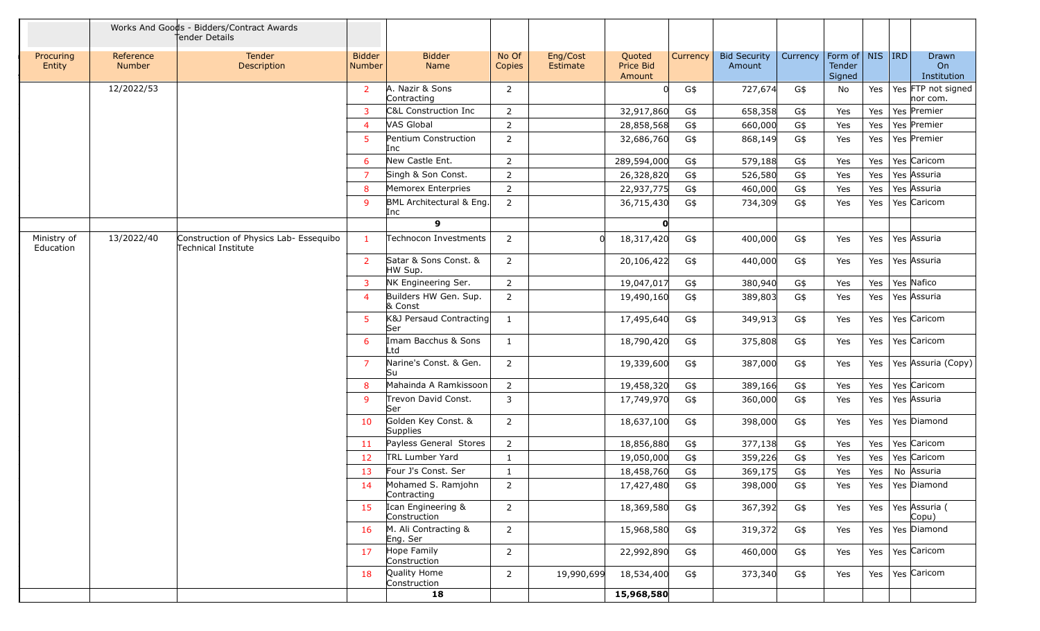| | Works And Goods - Bidders/Contract Awards Tender Details | | | | | | | | | | | | | |
|---|---|---|---|---|---|---|---|---|---|---|---|---|---|---|
| Procuring Entity | Reference Number | Tender Description | Bidder Number | Bidder Name | No Of Copies | Eng/Cost Estimate | Quoted Price Bid Amount | Currency | Bid Security Amount | Currency | Form of Tender Signed | NIS | IRD | Drawn On Institution |
| | 12/2022/53 | | 2 | A. Nazir & Sons Contracting | 2 | | 0 | G$ | 727,674 | G$ | No | Yes | Yes | FTP not signed nor com. |
| | | | 3 | C&L Construction Inc | 2 | | 32,917,860 | G$ | 658,358 | G$ | Yes | Yes | Yes | Premier |
| | | | 4 | VAS Global | 2 | | 28,858,568 | G$ | 660,000 | G$ | Yes | Yes | Yes | Premier |
| | | | 5 | Pentium Construction Inc | 2 | | 32,686,760 | G$ | 868,149 | G$ | Yes | Yes | Yes | Premier |
| | | | 6 | New Castle Ent. | 2 | | 289,594,000 | G$ | 579,188 | G$ | Yes | Yes | Yes | Caricom |
| | | | 7 | Singh & Son Const. | 2 | | 26,328,820 | G$ | 526,580 | G$ | Yes | Yes | Yes | Assuria |
| | | | 8 | Memorex Enterprises | 2 | | 22,937,775 | G$ | 460,000 | G$ | Yes | Yes | Yes | Assuria |
| | | | 9 | BML Architectural & Eng. Inc | 2 | | 36,715,430 | G$ | 734,309 | G$ | Yes | Yes | Yes | Caricom |
| | | | | **9** | | | **0** | | | | | | | |
| Ministry of Education | 13/2022/40 | Construction of Physics Lab- Essequibo Technical Institute | 1 | Technocon Investments | 2 | 0 | 18,317,420 | G$ | 400,000 | G$ | Yes | Yes | Yes | Assuria |
| | | | 2 | Satar & Sons Const. & HW Sup. | 2 | | 20,106,422 | G$ | 440,000 | G$ | Yes | Yes | Yes | Assuria |
| | | | 3 | NK Engineering Ser. | 2 | | 19,047,017 | G$ | 380,940 | G$ | Yes | Yes | Yes | Nafico |
| | | | 4 | Builders HW Gen. Sup. & Const | 2 | | 19,490,160 | G$ | 389,803 | G$ | Yes | Yes | Yes | Assuria |
| | | | 5 | K&J Persaud Contracting Ser | 1 | | 17,495,640 | G$ | 349,913 | G$ | Yes | Yes | Yes | Caricom |
| | | | 6 | Imam Bacchus & Sons Ltd | 1 | | 18,790,420 | G$ | 375,808 | G$ | Yes | Yes | Yes | Caricom |
| | | | 7 | Narine's Const. & Gen. Su | 2 | | 19,339,600 | G$ | 387,000 | G$ | Yes | Yes | Yes | Assuria (Copy) |
| | | | 8 | Mahainda A Ramkissoon | 2 | | 19,458,320 | G$ | 389,166 | G$ | Yes | Yes | Yes | Caricom |
| | | | 9 | Trevon David Const. Ser | 3 | | 17,749,970 | G$ | 360,000 | G$ | Yes | Yes | Yes | Assuria |
| | | | 10 | Golden Key Const. & Supplies | 2 | | 18,637,100 | G$ | 398,000 | G$ | Yes | Yes | Yes | Diamond |
| | | | 11 | Payless General Stores | 2 | | 18,856,880 | G$ | 377,138 | G$ | Yes | Yes | Yes | Caricom |
| | | | 12 | TRL Lumber Yard | 1 | | 19,050,000 | G$ | 359,226 | G$ | Yes | Yes | Yes | Caricom |
| | | | 13 | Four J's Const. Ser | 1 | | 18,458,760 | G$ | 369,175 | G$ | Yes | Yes | No | Assuria |
| | | | 14 | Mohamed S. Ramjohn Contracting | 2 | | 17,427,480 | G$ | 398,000 | G$ | Yes | Yes | Yes | Diamond |
| | | | 15 | Ican Engineering & Construction | 2 | | 18,369,580 | G$ | 367,392 | G$ | Yes | Yes | Yes | Assuria ( Copu) |
| | | | 16 | M. Ali Contracting & Eng. Ser | 2 | | 15,968,580 | G$ | 319,372 | G$ | Yes | Yes | Yes | Diamond |
| | | | 17 | Hope Family Construction | 2 | | 22,992,890 | G$ | 460,000 | G$ | Yes | Yes | Yes | Caricom |
| | | | 18 | Quality Home Construction | 2 | 19,990,699 | 18,534,400 | G$ | 373,340 | G$ | Yes | Yes | Yes | Caricom |
| | | | | **18** | | | **15,968,580** | | | | | | | |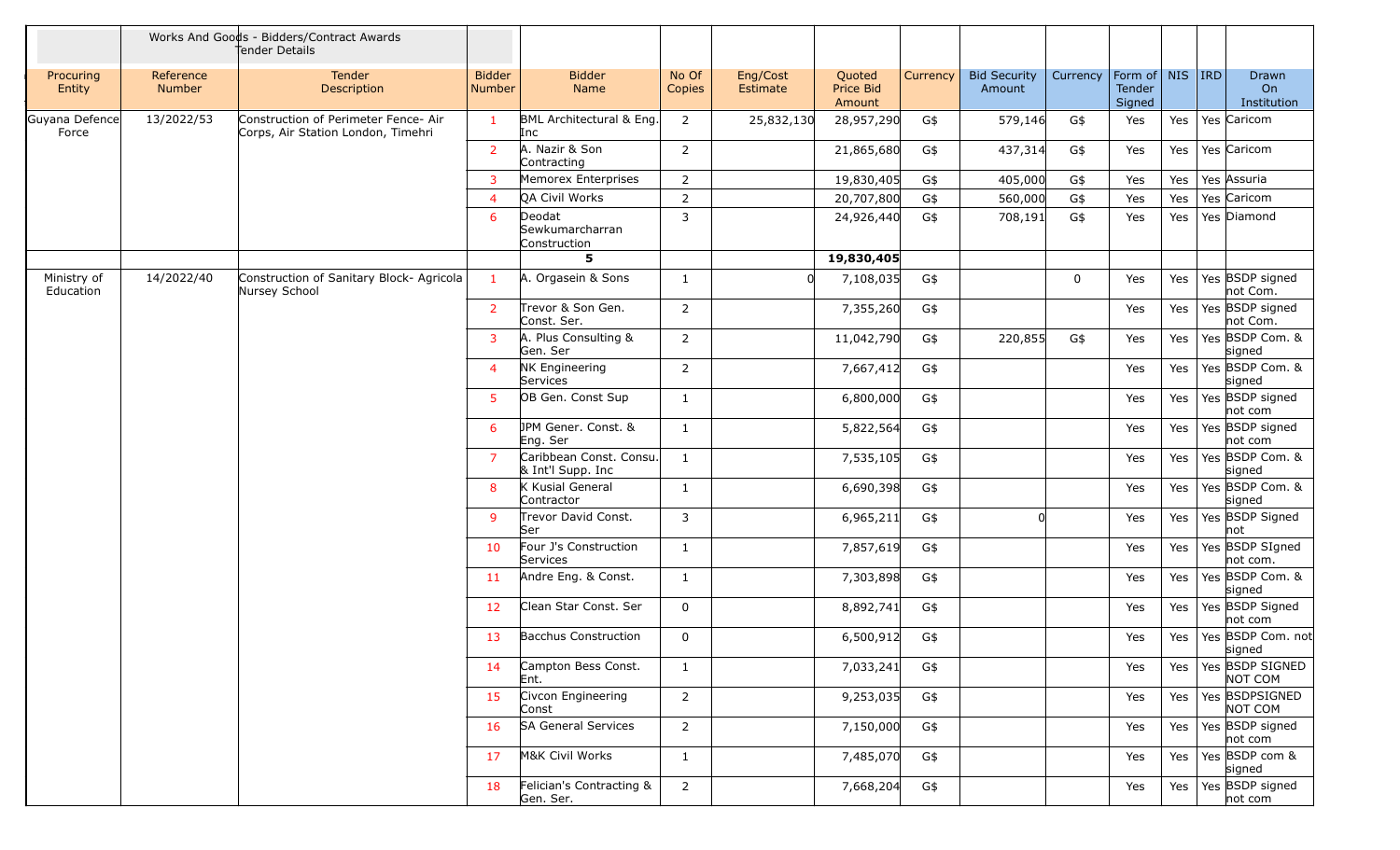| | Works And Goods - Bidders/Contract Awards Tender Details | | | | | | | | | | | | | |
|---|---|---|---|---|---|---|---|---|---|---|---|---|---|---|
| Procuring Entity | Reference Number | Tender Description | Bidder Number | Bidder Name | No Of Copies | Eng/Cost Estimate | Quoted Price Bid Amount | Currency | Bid Security Amount | Currency | Form of Tender Signed | NIS | IRD | Drawn On Institution |
| Guyana Defence Force | 13/2022/53 | Construction of Perimeter Fence- Air Corps, Air Station London, Timehri | 1 | BML Architectural & Eng. Inc | 2 | 25,832,130 | 28,957,290 | G$ | 579,146 | G$ | Yes | Yes | Yes | Caricom |
| | | | 2 | A. Nazir & Son Contracting | 2 | | 21,865,680 | G$ | 437,314 | G$ | Yes | Yes | Yes | Caricom |
| | | | 3 | Memorex Enterprises | 2 | | 19,830,405 | G$ | 405,000 | G$ | Yes | Yes | Yes | Assuria |
| | | | 4 | QA Civil Works | 2 | | 20,707,800 | G$ | 560,000 | G$ | Yes | Yes | Yes | Caricom |
| | | | 6 | Deodat Sewkumarcharran Construction | 3 | | 24,926,440 | G$ | 708,191 | G$ | Yes | Yes | Yes | Diamond |
| | | | | 5 | | | 19,830,405 | | | | | | | |
| Ministry of Education | 14/2022/40 | Construction of Sanitary Block- Agricola Nursey School | 1 | A. Orgasein & Sons | 1 | 0 | 7,108,035 | G$ | | 0 | Yes | Yes | Yes | BSDP signed not Com. |
| | | | 2 | Trevor & Son Gen. Const. Ser. | 2 | | 7,355,260 | G$ | | | Yes | Yes | Yes | BSDP signed not Com. |
| | | | 3 | A. Plus Consulting & Gen. Ser | 2 | | 11,042,790 | G$ | 220,855 | G$ | Yes | Yes | Yes | BSDP Com. & signed |
| | | | 4 | NK Engineering Services | 2 | | 7,667,412 | G$ | | | Yes | Yes | Yes | BSDP Com. & signed |
| | | | 5 | OB Gen. Const Sup | 1 | | 6,800,000 | G$ | | | Yes | Yes | Yes | BSDP signed not com |
| | | | 6 | JPM Gener. Const. & Eng. Ser | 1 | | 5,822,564 | G$ | | | Yes | Yes | Yes | BSDP signed not com |
| | | | 7 | Caribbean Const. Consu. & Int'l Supp. Inc | 1 | | 7,535,105 | G$ | | | Yes | Yes | Yes | BSDP Com. & signed |
| | | | 8 | K Kusial General Contractor | 1 | | 6,690,398 | G$ | | | Yes | Yes | Yes | BSDP Com. & signed |
| | | | 9 | Trevor David Const. Ser | 3 | | 6,965,211 | G$ | 0 | | Yes | Yes | Yes | BSDP Signed not |
| | | | 10 | Four J's Construction Services | 1 | | 7,857,619 | G$ | | | Yes | Yes | Yes | BSDP SIgned not com. |
| | | | 11 | Andre Eng. & Const. | 1 | | 7,303,898 | G$ | | | Yes | Yes | Yes | BSDP Com. & signed |
| | | | 12 | Clean Star Const. Ser | 0 | | 8,892,741 | G$ | | | Yes | Yes | Yes | BSDP Signed not com |
| | | | 13 | Bacchus Construction | 0 | | 6,500,912 | G$ | | | Yes | Yes | Yes | BSDP Com. not signed |
| | | | 14 | Campton Bess Const. Ent. | 1 | | 7,033,241 | G$ | | | Yes | Yes | Yes | BSDP SIGNED NOT COM |
| | | | 15 | Civcon Engineering Const | 2 | | 9,253,035 | G$ | | | Yes | Yes | Yes | BSDPSIGNED NOT COM |
| | | | 16 | SA General Services | 2 | | 7,150,000 | G$ | | | Yes | Yes | Yes | BSDP signed not com |
| | | | 17 | M&K Civil Works | 1 | | 7,485,070 | G$ | | | Yes | Yes | Yes | BSDP com & signed |
| | | | 18 | Felician's Contracting & Gen. Ser. | 2 | | 7,668,204 | G$ | | | Yes | Yes | Yes | BSDP signed not com |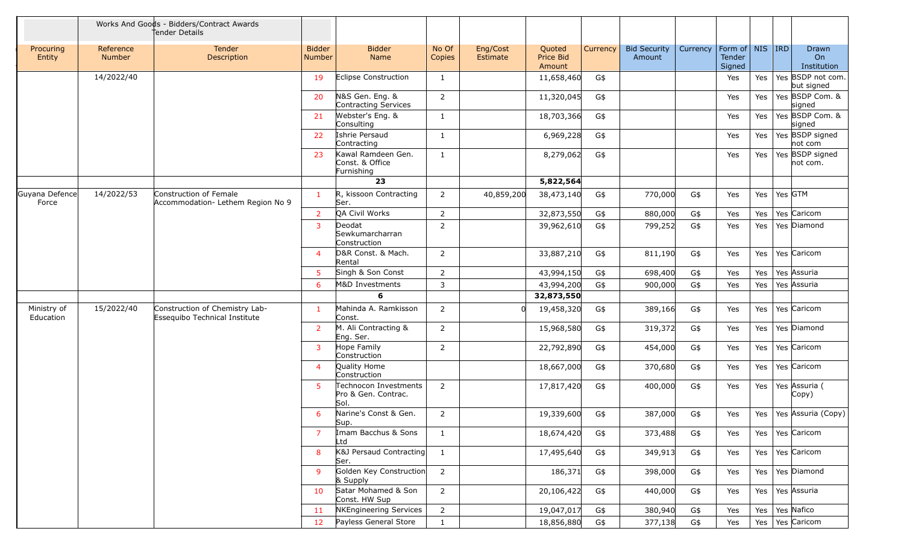| Procuring Entity | Reference Number | Works And Goods - Bidders/Contract Awards Tender Details Tender Description | Bidder Number | Bidder Name | No Of Copies | Eng/Cost Estimate | Quoted Price Bid Amount | Currency | Bid Security Amount | Currency | Form of Tender Signed | NIS | IRD | Drawn On Institution |
|---|---|---|---|---|---|---|---|---|---|---|---|---|---|---|
| | 14/2022/40 | | 19 | Eclipse Construction | 1 | | 11,658,460 | G$ | | | Yes | Yes | Yes | BSDP not com. but signed |
| | | | 20 | N&S Gen. Eng. & Contracting Services | 2 | | 11,320,045 | G$ | | | Yes | Yes | Yes | BSDP Com. & signed |
| | | | 21 | Webster's Eng. & Consulting | 1 | | 18,703,366 | G$ | | | Yes | Yes | Yes | BSDP Com. & signed |
| | | | 22 | Ishrie Persaud Contracting | 1 | | 6,969,228 | G$ | | | Yes | Yes | Yes | BSDP signed not com |
| | | | 23 | Kawal Ramdeen Gen. Const. & Office Furnishing | 1 | | 8,279,062 | G$ | | | Yes | Yes | Yes | BSDP signed not com. |
| | | | | **23** | | | **5,822,564** | | | | | | | |
| Guyana Defence Force | 14/2022/53 | Construction of Female Accommodation- Lethem Region No 9 | 1 | R, kissoon Contracting Ser. | 2 | 40,859,200 | 38,473,140 | G$ | 770,000 | G$ | Yes | Yes | Yes | GTM |
| | | | 2 | QA Civil Works | 2 | | 32,873,550 | G$ | 880,000 | G$ | Yes | Yes | Yes | Caricom |
| | | | 3 | Deodat Sewkumarcharran Construction | 2 | | 39,962,610 | G$ | 799,252 | G$ | Yes | Yes | Yes | Diamond |
| | | | 4 | D&R Const. & Mach. Rental | 2 | | 33,887,210 | G$ | 811,190 | G$ | Yes | Yes | Yes | Caricom |
| | | | 5 | Singh & Son Const | 2 | | 43,994,150 | G$ | 698,400 | G$ | Yes | Yes | Yes | Assuria |
| | | | 6 | M&D Investments | 3 | | 43,994,200 | G$ | 900,000 | G$ | Yes | Yes | Yes | Assuria |
| | | | | **6** | | | **32,873,550** | | | | | | | |
| Ministry of Education | 15/2022/40 | Construction of Chemistry Lab- Essequibo Technical Institute | 1 | Mahinda A. Ramkisson Const. | 2 | 0 | 19,458,320 | G$ | 389,166 | G$ | Yes | Yes | Yes | Caricom |
| | | | 2 | M. Ali Contracting & Eng. Ser. | 2 | | 15,968,580 | G$ | 319,372 | G$ | Yes | Yes | Yes | Diamond |
| | | | 3 | Hope Family Construction | 2 | | 22,792,890 | G$ | 454,000 | G$ | Yes | Yes | Yes | Caricom |
| | | | 4 | Quality Home Construction | | | 18,667,000 | G$ | 370,680 | G$ | Yes | Yes | Yes | Caricom |
| | | | 5 | Technocon Investments Pro & Gen. Contrac. Sol. | 2 | | 17,817,420 | G$ | 400,000 | G$ | Yes | Yes | Yes | Assuria ( Copy) |
| | | | 6 | Narine's Const & Gen. Sup. | 2 | | 19,339,600 | G$ | 387,000 | G$ | Yes | Yes | Yes | Assuria (Copy) |
| | | | 7 | Imam Bacchus & Sons Ltd | 1 | | 18,674,420 | G$ | 373,488 | G$ | Yes | Yes | Yes | Caricom |
| | | | 8 | K&J Persaud Contracting Ser. | 1 | | 17,495,640 | G$ | 349,913 | G$ | Yes | Yes | Yes | Caricom |
| | | | 9 | Golden Key Construction & Supply | 2 | | 186,371 | G$ | 398,000 | G$ | Yes | Yes | Yes | Diamond |
| | | | 10 | Satar Mohamed & Son Const. HW Sup | 2 | | 20,106,422 | G$ | 440,000 | G$ | Yes | Yes | Yes | Assuria |
| | | | 11 | NKEngineering Services | 2 | | 19,047,017 | G$ | 380,940 | G$ | Yes | Yes | Yes | Nafico |
| | | | 12 | Payless General Store | 1 | | 18,856,880 | G$ | 377,138 | G$ | Yes | Yes | Yes | Caricom |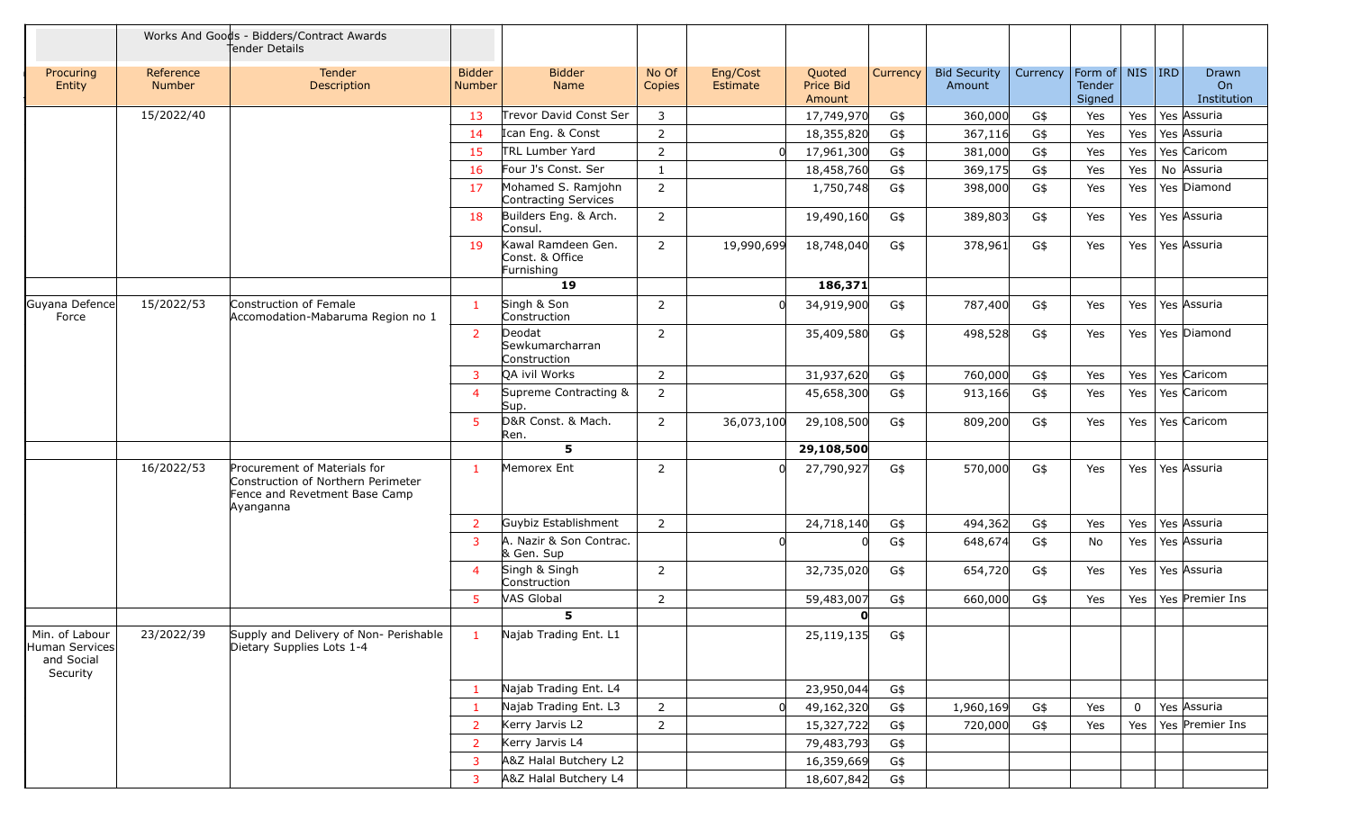| | Works And Goods - Bidders/Contract Awards Tender Details | | | | | | | | | | | | | |
|---|---|---|---|---|---|---|---|---|---|---|---|---|---|---|
| Procuring Entity | Reference Number | Tender Description | Bidder Number | Bidder Name | No Of Copies | Eng/Cost Estimate | Quoted Price Bid Amount | Currency | Bid Security Amount | Currency | Form of Tender Signed | NIS | IRD | Drawn On Institution |
| | 15/2022/40 | | 13 | Trevor David Const Ser | 3 | | 17,749,970 | G$ | 360,000 | G$ | Yes | Yes | Yes | Assuria |
| | | | 14 | Ican Eng. & Const | 2 | | 18,355,820 | G$ | 367,116 | G$ | Yes | Yes | Yes | Assuria |
| | | | 15 | TRL Lumber Yard | 2 | 0 | 17,961,300 | G$ | 381,000 | G$ | Yes | Yes | Yes | Caricom |
| | | | 16 | Four J's Const. Ser | 1 | | 18,458,760 | G$ | 369,175 | G$ | Yes | Yes | No | Assuria |
| | | | 17 | Mohamed S. Ramjohn Contracting Services | 2 | | 1,750,748 | G$ | 398,000 | G$ | Yes | Yes | Yes | Diamond |
| | | | 18 | Builders Eng. & Arch. Consul. | 2 | | 19,490,160 | G$ | 389,803 | G$ | Yes | Yes | Yes | Assuria |
| | | | 19 | Kawal Ramdeen Gen. Const. & Office Furnishing | 2 | 19,990,699 | 18,748,040 | G$ | 378,961 | G$ | Yes | Yes | Yes | Assuria |
| | | | | **19** | | | **186,371** | | | | | | | |
| Guyana Defence Force | 15/2022/53 | Construction of Female Accomodation-Mabaruma Region no 1 | 1 | Singh & Son Construction | 2 | 0 | 34,919,900 | G$ | 787,400 | G$ | Yes | Yes | Yes | Assuria |
| | | | 2 | Deodat Sewkumarcharran Construction | 2 | | 35,409,580 | G$ | 498,528 | G$ | Yes | Yes | Yes | Diamond |
| | | | 3 | QA ivil Works | 2 | | 31,937,620 | G$ | 760,000 | G$ | Yes | Yes | Yes | Caricom |
| | | | 4 | Supreme Contracting & Sup. | 2 | | 45,658,300 | G$ | 913,166 | G$ | Yes | Yes | Yes | Caricom |
| | | | 5 | D&R Const. & Mach. Ren. | 2 | 36,073,100 | 29,108,500 | G$ | 809,200 | G$ | Yes | Yes | Yes | Caricom |
| | | | | **5** | | | **29,108,500** | | | | | | | |
| | 16/2022/53 | Procurement of Materials for Construction of Northern Perimeter Fence and Revetment Base Camp Ayanganna | 1 | Memorex Ent | 2 | 0 | 27,790,927 | G$ | 570,000 | G$ | Yes | Yes | Yes | Assuria |
| | | | 2 | Guybiz Establishment | 2 | | 24,718,140 | G$ | 494,362 | G$ | Yes | Yes | Yes | Assuria |
| | | | 3 | A. Nazir & Son Contrac. & Gen. Sup | | 0 | 0 | G$ | 648,674 | G$ | No | Yes | Yes | Assuria |
| | | | 4 | Singh & Singh Construction | 2 | | 32,735,020 | G$ | 654,720 | G$ | Yes | Yes | Yes | Assuria |
| | | | 5 | VAS Global | 2 | | 59,483,007 | G$ | 660,000 | G$ | Yes | Yes | Yes | Premier Ins |
| | | | | **5** | | | **0** | | | | | | | |
| Min. of Labour Human Services and Social Security | 23/2022/39 | Supply and Delivery of Non- Perishable Dietary Supplies Lots 1-4 | 1 | Najab Trading Ent. L1 | | | 25,119,135 | G$ | | | | | | |
| | | | 1 | Najab Trading Ent. L4 | | | 23,950,044 | G$ | | | | | | |
| | | | 1 | Najab Trading Ent. L3 | 2 | 0 | 49,162,320 | G$ | 1,960,169 | G$ | Yes | 0 | Yes | Assuria |
| | | | 2 | Kerry Jarvis L2 | 2 | | 15,327,722 | G$ | 720,000 | G$ | Yes | Yes | Yes | Premier Ins |
| | | | 2 | Kerry Jarvis L4 | | | 79,483,793 | G$ | | | | | | |
| | | | 3 | A&Z Halal Butchery L2 | | | 16,359,669 | G$ | | | | | | |
| | | | 3 | A&Z Halal Butchery L4 | | | 18,607,842 | G$ | | | | | | |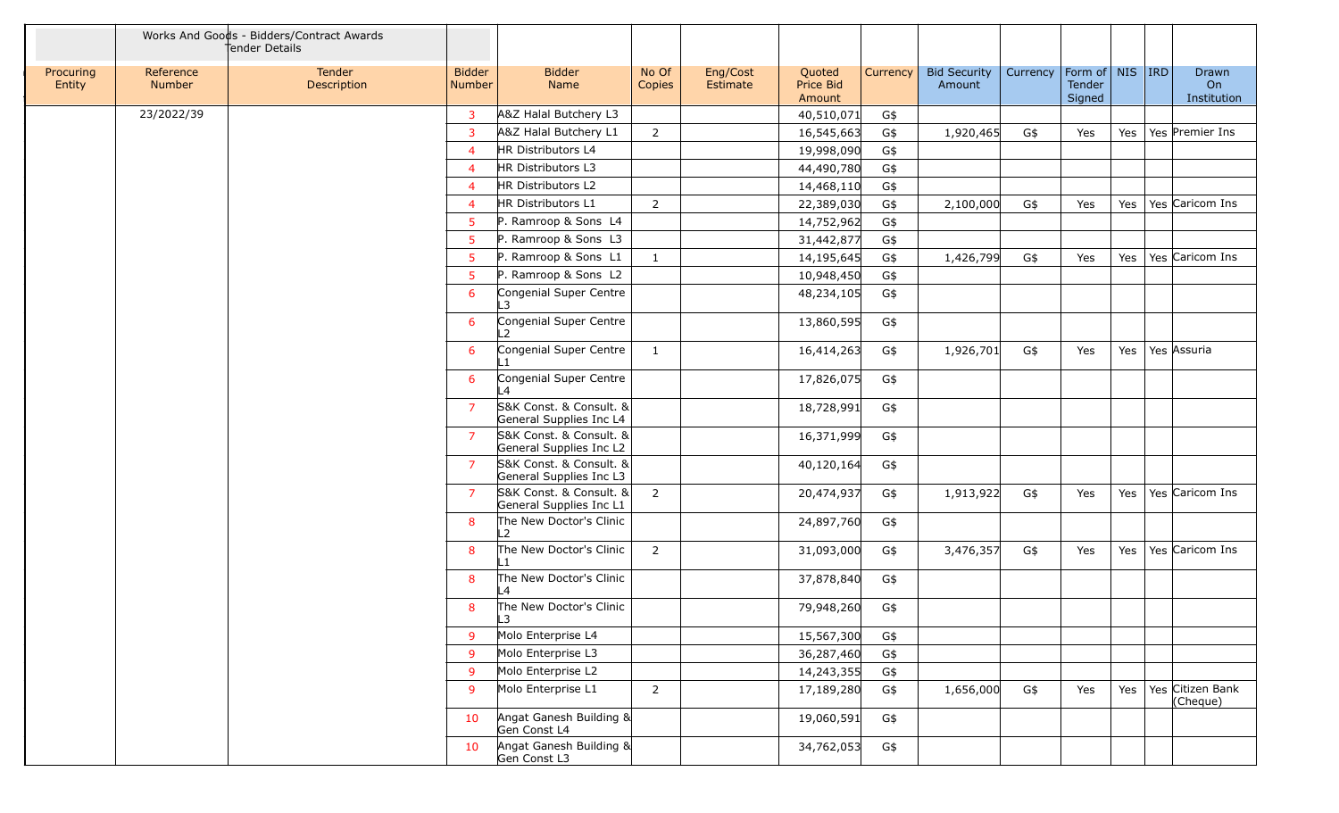| | Works And Goods - Bidders/Contract Awards Tender Details | | | | | | | | | | | | | |
|---|---|---|---|---|---|---|---|---|---|---|---|---|---|---|
| Procuring Entity | Reference Number | Tender Description | Bidder Number | Bidder Name | No Of Copies | Eng/Cost Estimate | Quoted Price Bid Amount | Currency | Bid Security Amount | Currency | Form of Tender Signed | NIS | IRD | Drawn On Institution |
| | 23/2022/39 | | 3 | A&Z Halal Butchery L3 | | | 40,510,071 | G$ | | | | | | |
| | | | 3 | A&Z Halal Butchery L1 | 2 | | 16,545,663 | G$ | 1,920,465 | G$ | Yes | Yes | Yes | Premier Ins |
| | | | 4 | HR Distributors L4 | | | 19,998,090 | G$ | | | | | | |
| | | | 4 | HR Distributors L3 | | | 44,490,780 | G$ | | | | | | |
| | | | 4 | HR Distributors L2 | | | 14,468,110 | G$ | | | | | | |
| | | | 4 | HR Distributors L1 | 2 | | 22,389,030 | G$ | 2,100,000 | G$ | Yes | Yes | Yes | Caricom Ins |
| | | | 5 | P. Ramroop & Sons L4 | | | 14,752,962 | G$ | | | | | | |
| | | | 5 | P. Ramroop & Sons L3 | | | 31,442,877 | G$ | | | | | | |
| | | | 5 | P. Ramroop & Sons L1 | 1 | | 14,195,645 | G$ | 1,426,799 | G$ | Yes | Yes | Yes | Caricom Ins |
| | | | 5 | P. Ramroop & Sons L2 | | | 10,948,450 | G$ | | | | | | |
| | | | 6 | Congenial Super Centre L3 | | | 48,234,105 | G$ | | | | | | |
| | | | 6 | Congenial Super Centre L2 | | | 13,860,595 | G$ | | | | | | |
| | | | 6 | Congenial Super Centre L1 | 1 | | 16,414,263 | G$ | 1,926,701 | G$ | Yes | Yes | Yes | Assuria |
| | | | 6 | Congenial Super Centre L4 | | | 17,826,075 | G$ | | | | | | |
| | | | 7 | S&K Const. & Consult. & General Supplies Inc L4 | | | 18,728,991 | G$ | | | | | | |
| | | | 7 | S&K Const. & Consult. & General Supplies Inc L2 | | | 16,371,999 | G$ | | | | | | |
| | | | 7 | S&K Const. & Consult. & General Supplies Inc L3 | | | 40,120,164 | G$ | | | | | | |
| | | | 7 | S&K Const. & Consult. & General Supplies Inc L1 | 2 | | 20,474,937 | G$ | 1,913,922 | G$ | Yes | Yes | Yes | Caricom Ins |
| | | | 8 | The New Doctor's Clinic L2 | | | 24,897,760 | G$ | | | | | | |
| | | | 8 | The New Doctor's Clinic L1 | 2 | | 31,093,000 | G$ | 3,476,357 | G$ | Yes | Yes | Yes | Caricom Ins |
| | | | 8 | The New Doctor's Clinic L4 | | | 37,878,840 | G$ | | | | | | |
| | | | 8 | The New Doctor's Clinic L3 | | | 79,948,260 | G$ | | | | | | |
| | | | 9 | Molo Enterprise L4 | | | 15,567,300 | G$ | | | | | | |
| | | | 9 | Molo Enterprise L3 | | | 36,287,460 | G$ | | | | | | |
| | | | 9 | Molo Enterprise L2 | | | 14,243,355 | G$ | | | | | | |
| | | | 9 | Molo Enterprise L1 | 2 | | 17,189,280 | G$ | 1,656,000 | G$ | Yes | Yes | Yes | Citizen Bank (Cheque) |
| | | | 10 | Angat Ganesh Building & Gen Const L4 | | | 19,060,591 | G$ | | | | | | |
| | | | 10 | Angat Ganesh Building & Gen Const L3 | | | 34,762,053 | G$ | | | | | | |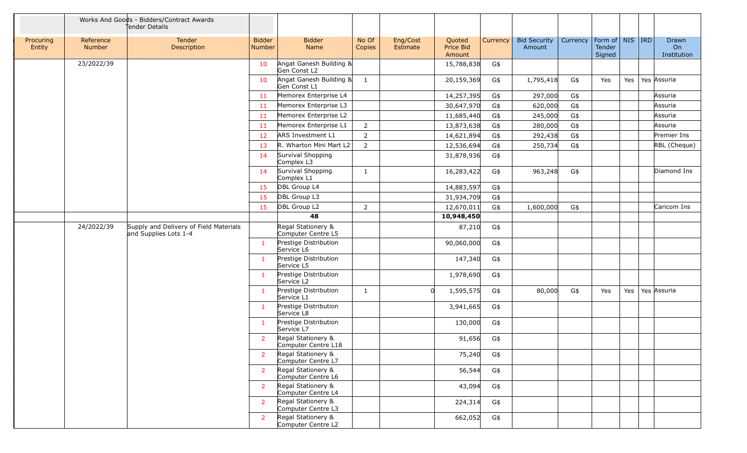| | Works And Goods - Bidders/Contract Awards Tender Details | | | | | | | | | | | | | | |
|---|---|---|---|---|---|---|---|---|---|---|---|---|---|---|---|
| Procuring Entity | Reference Number | Tender Description | Bidder Number | Bidder Name | No Of Copies | Eng/Cost Estimate | Quoted Price Bid Amount | Currency | Bid Security Amount | Currency | Form of Tender Signed | NIS | IRD | Drawn On Institution |
| | 23/2022/39 | | 10 | Angat Ganesh Building & Gen Const L2 | | | 15,788,838 | G$ | | | | | | |
| | | | 10 | Angat Ganesh Building & Gen Const L1 | 1 | | 20,159,369 | G$ | 1,795,418 | G$ | Yes | Yes | Yes | Assuria |
| | | | 11 | Memorex Enterprise L4 | | | 14,257,395 | G$ | 297,000 | G$ | | | | Assuria |
| | | | 11 | Memorex Enterprise L3 | | | 30,647,970 | G$ | 620,000 | G$ | | | | Assuria |
| | | | 11 | Memorex Enterprise L2 | | | 11,685,440 | G$ | 245,000 | G$ | | | | Assuria |
| | | | 11 | Memorex Enterprise L1 | 2 | | 13,873,638 | G$ | 280,000 | G$ | | | | Assuria |
| | | | 12 | ARS Investment L1 | 2 | | 14,621,894 | G$ | 292,438 | G$ | | | | Premier Ins |
| | | | 13 | R. Wharton Mini Mart L2 | 2 | | 12,536,694 | G$ | 250,734 | G$ | | | | RBL (Cheque) |
| | | | 14 | Survival Shopping Complex L3 | | | 31,878,936 | G$ | | | | | | |
| | | | 14 | Survival Shopping Complex L1 | 1 | | 16,283,422 | G$ | 963,248 | G$ | | | | Diamond Ins |
| | | | 15 | DBL Group L4 | | | 14,883,597 | G$ | | | | | | |
| | | | 15 | DBL Group L3 | | | 31,934,709 | G$ | | | | | | |
| | | | 15 | DBL Group L2 | 2 | | 12,670,011 | G$ | 1,600,000 | G$ | | | | Caricom Ins |
| | | | | **48** | | | **10,948,450** | | | | | | | |
| | 24/2022/39 | Supply and Delivery of Field Materials and Supplies Lots 1-4 | | Regal Stationery & Computer Centre L5 | | | 87,210 | G$ | | | | | | |
| | | | 1 | Prestige Distribution Service L6 | | | 90,060,000 | G$ | | | | | | |
| | | | 1 | Prestige Distribution Service L5 | | | 147,340 | G$ | | | | | | |
| | | | 1 | Prestige Distribution Service L2 | | | 1,978,690 | G$ | | | | | | |
| | | | 1 | Prestige Distribution Service L1 | 1 | 0 | 1,595,575 | G$ | 80,000 | G$ | Yes | Yes | Yes | Assuria |
| | | | 1 | Prestige Distribution Service L8 | | | 3,941,665 | G$ | | | | | | |
| | | | 1 | Prestige Distribution Service L7 | | | 130,000 | G$ | | | | | | |
| | | | 2 | Regal Stationery & Computer Centre L18 | | | 91,656 | G$ | | | | | | |
| | | | 2 | Regal Stationery & Computer Centre L7 | | | 75,240 | G$ | | | | | | |
| | | | 2 | Regal Stationery & Computer Centre L6 | | | 56,544 | G$ | | | | | | |
| | | | 2 | Regal Stationery & Computer Centre L4 | | | 43,094 | G$ | | | | | | |
| | | | 2 | Regal Stationery & Computer Centre L3 | | | 224,314 | G$ | | | | | | |
| | | | 2 | Regal Stationery & Computer Centre L2 | | | 662,052 | G$ | | | | | | |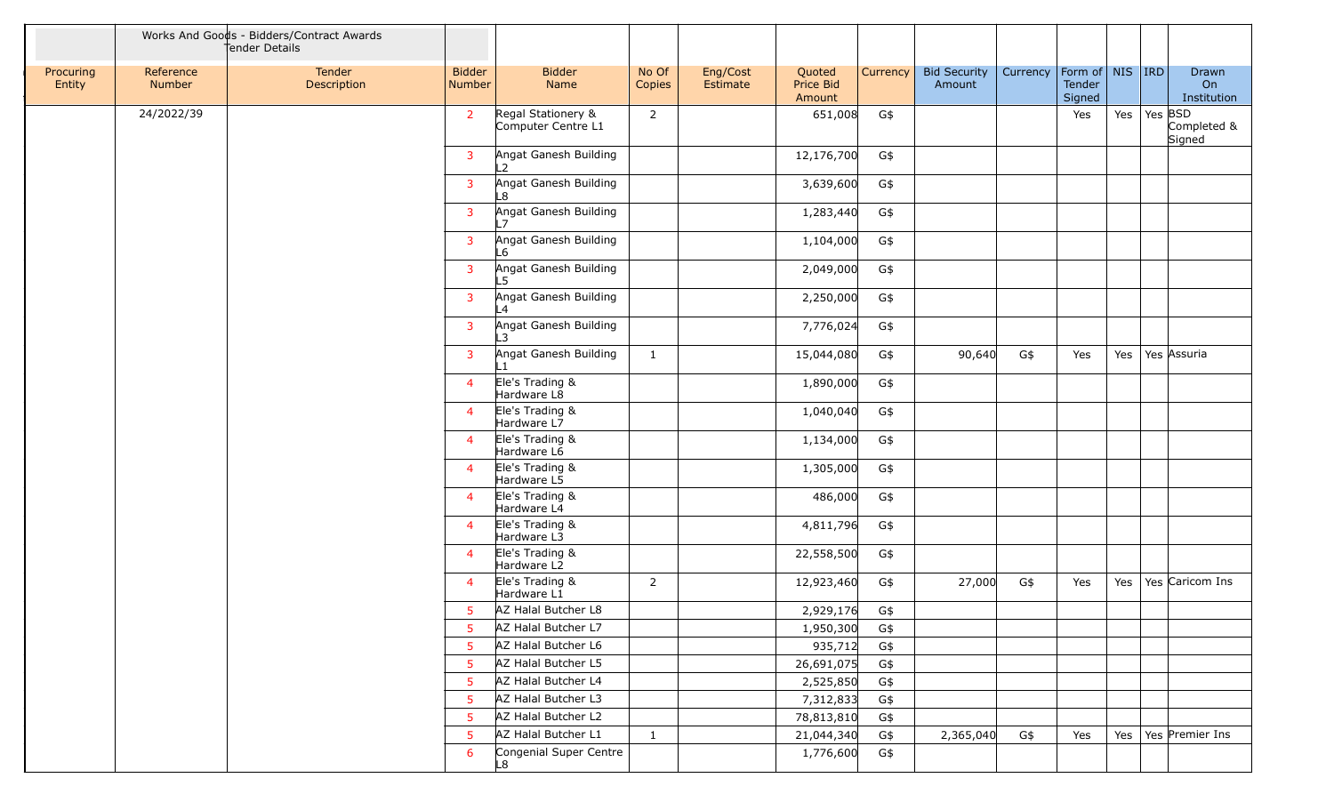| Procuring Entity | Reference Number | Tender Description | Bidder Number | Bidder Name | No Of Copies | Eng/Cost Estimate | Quoted Price Bid Amount | Currency | Bid Security Amount | Currency | Form of Tender Signed | NIS | IRD | Drawn On Institution |
|---|---|---|---|---|---|---|---|---|---|---|---|---|---|---|
| | Works And Goods - Bidders/Contract Awards Tender Details | | | | | | | | | | | | | |
| | 24/2022/39 | | 2 | Regal Stationery & Computer Centre L1 | 2 | | 651,008 | G$ | | | Yes | Yes | Yes | BSD Completed & Signed |
| | | | 3 | Angat Ganesh Building L2 | | | 12,176,700 | G$ | | | | | | |
| | | | 3 | Angat Ganesh Building L8 | | | 3,639,600 | G$ | | | | | | |
| | | | 3 | Angat Ganesh Building L7 | | | 1,283,440 | G$ | | | | | | |
| | | | 3 | Angat Ganesh Building L6 | | | 1,104,000 | G$ | | | | | | |
| | | | 3 | Angat Ganesh Building L5 | | | 2,049,000 | G$ | | | | | | |
| | | | 3 | Angat Ganesh Building L4 | | | 2,250,000 | G$ | | | | | | |
| | | | 3 | Angat Ganesh Building L3 | | | 7,776,024 | G$ | | | | | | |
| | | | 3 | Angat Ganesh Building L1 | 1 | | 15,044,080 | G$ | 90,640 | G$ | Yes | Yes | Yes | Assuria |
| | | | 4 | Ele's Trading & Hardware L8 | | | 1,890,000 | G$ | | | | | | |
| | | | 4 | Ele's Trading & Hardware L7 | | | 1,040,040 | G$ | | | | | | |
| | | | 4 | Ele's Trading & Hardware L6 | | | 1,134,000 | G$ | | | | | | |
| | | | 4 | Ele's Trading & Hardware L5 | | | 1,305,000 | G$ | | | | | | |
| | | | 4 | Ele's Trading & Hardware L4 | | | 486,000 | G$ | | | | | | |
| | | | 4 | Ele's Trading & Hardware L3 | | | 4,811,796 | G$ | | | | | | |
| | | | 4 | Ele's Trading & Hardware L2 | | | 22,558,500 | G$ | | | | | | |
| | | | 4 | Ele's Trading & Hardware L1 | 2 | | 12,923,460 | G$ | 27,000 | G$ | Yes | Yes | Yes | Caricom Ins |
| | | | 5 | AZ Halal Butcher L8 | | | 2,929,176 | G$ | | | | | | |
| | | | 5 | AZ Halal Butcher L7 | | | 1,950,300 | G$ | | | | | | |
| | | | 5 | AZ Halal Butcher L6 | | | 935,712 | G$ | | | | | | |
| | | | 5 | AZ Halal Butcher L5 | | | 26,691,075 | G$ | | | | | | |
| | | | 5 | AZ Halal Butcher L4 | | | 2,525,850 | G$ | | | | | | |
| | | | 5 | AZ Halal Butcher L3 | | | 7,312,833 | G$ | | | | | | |
| | | | 5 | AZ Halal Butcher L2 | | | 78,813,810 | G$ | | | | | | |
| | | | 5 | AZ Halal Butcher L1 | 1 | | 21,044,340 | G$ | 2,365,040 | G$ | Yes | Yes | Yes | Premier Ins |
| | | | 6 | Congenial Super Centre L8 | | | 1,776,600 | G$ | | | | | | |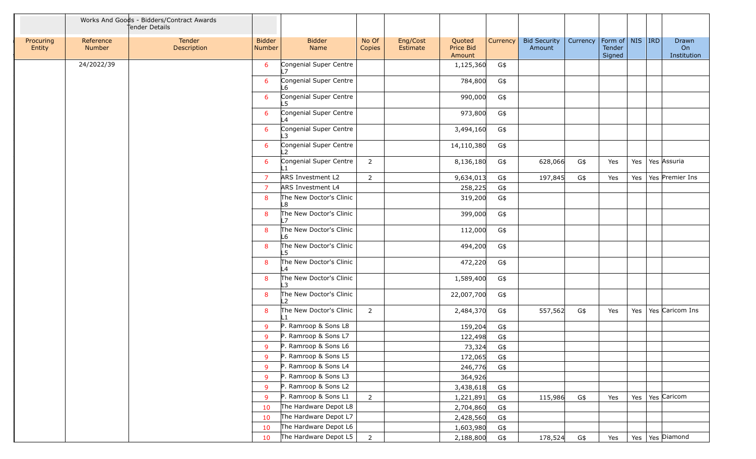| Works And Goods - Bidders/Contract Awards Tender Details | | | | | | | | | | | | | | |
|---|---|---|---|---|---|---|---|---|---|---|---|---|---|---|
| Procuring Entity | Reference Number | Tender Description | Bidder Number | Bidder Name | No Of Copies | Eng/Cost Estimate | Quoted Price Bid Amount | Currency | Bid Security Amount | Currency | Form of Tender Signed | NIS | IRD | Drawn On Institution |
| | 24/2022/39 | | 6 | Congenial Super Centre L7 | | | 1,125,360 | G$ | | | | | | |
| | | | 6 | Congenial Super Centre L6 | | | 784,800 | G$ | | | | | | |
| | | | 6 | Congenial Super Centre L5 | | | 990,000 | G$ | | | | | | |
| | | | 6 | Congenial Super Centre L4 | | | 973,800 | G$ | | | | | | |
| | | | 6 | Congenial Super Centre L3 | | | 3,494,160 | G$ | | | | | | |
| | | | 6 | Congenial Super Centre L2 | | | 14,110,380 | G$ | | | | | | |
| | | | 6 | Congenial Super Centre L1 | 2 | | 8,136,180 | G$ | 628,066 | G$ | Yes | Yes | Yes | Assuria |
| | | | 7 | ARS Investment L2 | 2 | | 9,634,013 | G$ | 197,845 | G$ | Yes | Yes | Yes | Premier Ins |
| | | | 7 | ARS Investment L4 | | | 258,225 | G$ | | | | | | |
| | | | 8 | The New Doctor's Clinic L8 | | | 319,200 | G$ | | | | | | |
| | | | 8 | The New Doctor's Clinic L7 | | | 399,000 | G$ | | | | | | |
| | | | 8 | The New Doctor's Clinic L6 | | | 112,000 | G$ | | | | | | |
| | | | 8 | The New Doctor's Clinic L5 | | | 494,200 | G$ | | | | | | |
| | | | 8 | The New Doctor's Clinic L4 | | | 472,220 | G$ | | | | | | |
| | | | 8 | The New Doctor's Clinic L3 | | | 1,589,400 | G$ | | | | | | |
| | | | 8 | The New Doctor's Clinic L2 | | | 22,007,700 | G$ | | | | | | |
| | | | 8 | The New Doctor's Clinic L1 | 2 | | 2,484,370 | G$ | 557,562 | G$ | Yes | Yes | Yes | Caricom Ins |
| | | | 9 | P. Ramroop & Sons L8 | | | 159,204 | G$ | | | | | | |
| | | | 9 | P. Ramroop & Sons L7 | | | 122,498 | G$ | | | | | | |
| | | | 9 | P. Ramroop & Sons L6 | | | 73,324 | G$ | | | | | | |
| | | | 9 | P. Ramroop & Sons L5 | | | 172,065 | G$ | | | | | | |
| | | | 9 | P. Ramroop & Sons L4 | | | 246,776 | G$ | | | | | | |
| | | | 9 | P. Ramroop & Sons L3 | | | 364,926 | | | | | | | |
| | | | 9 | P. Ramroop & Sons L2 | | | 3,438,618 | G$ | | | | | | |
| | | | 9 | P. Ramroop & Sons L1 | 2 | | 1,221,891 | G$ | 115,986 | G$ | Yes | Yes | Yes | Caricom |
| | | | 10 | The Hardware Depot L8 | | | 2,704,860 | G$ | | | | | | |
| | | | 10 | The Hardware Depot L7 | | | 2,428,560 | G$ | | | | | | |
| | | | 10 | The Hardware Depot L6 | | | 1,603,980 | G$ | | | | | | |
| | | | 10 | The Hardware Depot L5 | 2 | | 2,188,800 | G$ | 178,524 | G$ | Yes | Yes | Yes | Diamond |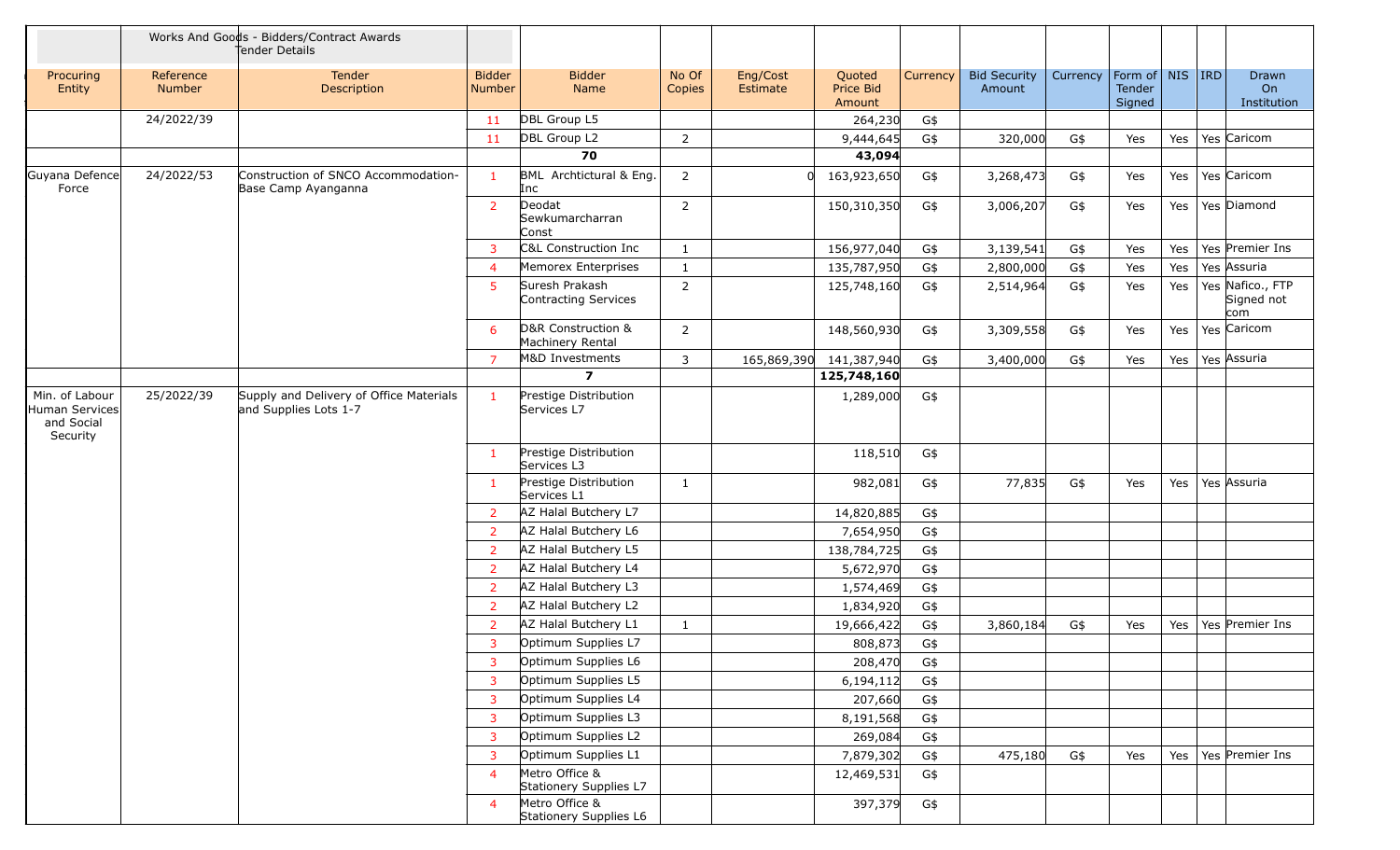| | Works And Goods - Bidders/Contract Awards Tender Details | | | | | | | | | | | | | |
|---|---|---|---|---|---|---|---|---|---|---|---|---|---|---|
| Procuring Entity | Reference Number | Tender Description | Bidder Number | Bidder Name | No Of Copies | Eng/Cost Estimate | Quoted Price Bid Amount | Currency | Bid Security Amount | Currency | Form of Tender Signed | NIS | IRD | Drawn On Institution |
| | 24/2022/39 | | 11 | DBL Group L5 | | | 264,230 | G$ | | | | | | |
| | | | 11 | DBL Group L2 | 2 | | 9,444,645 | G$ | 320,000 | G$ | Yes | Yes | Yes | Caricom |
| | | | **70** | | | | **43,094** | | | | | | | |
| Guyana Defence Force | 24/2022/53 | Construction of SNCO Accommodation-Base Camp Ayanganna | 1 | BML Archtictural & Eng. Inc | 2 | 0 | 163,923,650 | G$ | 3,268,473 | G$ | Yes | Yes | Yes | Caricom |
| | | | 2 | Deodat Sewkumarcharran Const | 2 | | 150,310,350 | G$ | 3,006,207 | G$ | Yes | Yes | Yes | Diamond |
| | | | 3 | C&L Construction Inc | 1 | | 156,977,040 | G$ | 3,139,541 | G$ | Yes | Yes | Yes | Premier Ins |
| | | | 4 | Memorex Enterprises | 1 | | 135,787,950 | G$ | 2,800,000 | G$ | Yes | Yes | Yes | Assuria |
| | | | 5 | Suresh Prakash Contracting Services | 2 | | 125,748,160 | G$ | 2,514,964 | G$ | Yes | Yes | Yes | Nafico., FTP Signed not com |
| | | | 6 | D&R Construction & Machinery Rental | 2 | | 148,560,930 | G$ | 3,309,558 | G$ | Yes | Yes | Yes | Caricom |
| | | | 7 | M&D Investments | 3 | 165,869,390 | 141,387,940 | G$ | 3,400,000 | G$ | Yes | Yes | Yes | Assuria |
| | | | **7** | | | | **125,748,160** | | | | | | | |
| Min. of Labour Human Services and Social Security | 25/2022/39 | Supply and Delivery of Office Materials and Supplies Lots 1-7 | 1 | Prestige Distribution Services L7 | | | 1,289,000 | G$ | | | | | | |
| | | | 1 | Prestige Distribution Services L3 | | | 118,510 | G$ | | | | | | |
| | | | 1 | Prestige Distribution Services L1 | 1 | | 982,081 | G$ | 77,835 | G$ | Yes | Yes | Yes | Assuria |
| | | | 2 | AZ Halal Butchery L7 | | | 14,820,885 | G$ | | | | | | |
| | | | 2 | AZ Halal Butchery L6 | | | 7,654,950 | G$ | | | | | | |
| | | | 2 | AZ Halal Butchery L5 | | | 138,784,725 | G$ | | | | | | |
| | | | 2 | AZ Halal Butchery L4 | | | 5,672,970 | G$ | | | | | | |
| | | | 2 | AZ Halal Butchery L3 | | | 1,574,469 | G$ | | | | | | |
| | | | 2 | AZ Halal Butchery L2 | | | 1,834,920 | G$ | | | | | | |
| | | | 2 | AZ Halal Butchery L1 | 1 | | 19,666,422 | G$ | 3,860,184 | G$ | Yes | Yes | Yes | Premier Ins |
| | | | 3 | Optimum Supplies L7 | | | 808,873 | G$ | | | | | | |
| | | | 3 | Optimum Supplies L6 | | | 208,470 | G$ | | | | | | |
| | | | 3 | Optimum Supplies L5 | | | 6,194,112 | G$ | | | | | | |
| | | | 3 | Optimum Supplies L4 | | | 207,660 | G$ | | | | | | |
| | | | 3 | Optimum Supplies L3 | | | 8,191,568 | G$ | | | | | | |
| | | | 3 | Optimum Supplies L2 | | | 269,084 | G$ | | | | | | |
| | | | 3 | Optimum Supplies L1 | | | 7,879,302 | G$ | 475,180 | G$ | Yes | Yes | Yes | Premier Ins |
| | | | 4 | Metro Office & Stationery Supplies L7 | | | 12,469,531 | G$ | | | | | | |
| | | | 4 | Metro Office & Stationery Supplies L6 | | | 397,379 | G$ | | | | | | |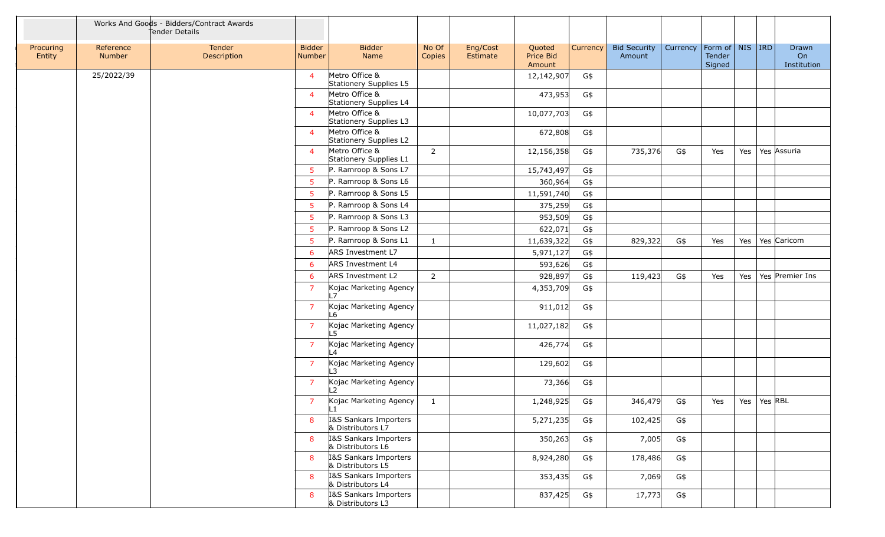| | Works And Goods - Bidders/Contract Awards Tender Details | | | | | | | | | | | | | |
|---|---|---|---|---|---|---|---|---|---|---|---|---|---|---|
| Procuring Entity | Reference Number | Tender Description | Bidder Number | Bidder Name | No Of Copies | Eng/Cost Estimate | Quoted Price Bid Amount | Currency | Bid Security Amount | Currency | Form of Tender Signed | NIS | IRD | Drawn On Institution |
| | 25/2022/39 | | 4 | Metro Office & Stationery Supplies L5 | | | 12,142,907 | G$ | | | | | | |
| | | | 4 | Metro Office & Stationery Supplies L4 | | | 473,953 | G$ | | | | | | |
| | | | 4 | Metro Office & Stationery Supplies L3 | | | 10,077,703 | G$ | | | | | | |
| | | | 4 | Metro Office & Stationery Supplies L2 | | | 672,808 | G$ | | | | | | |
| | | | 4 | Metro Office & Stationery Supplies L1 | 2 | | 12,156,358 | G$ | 735,376 | G$ | Yes | Yes | Yes | Assuria |
| | | | 5 | P. Ramroop & Sons L7 | | | 15,743,497 | G$ | | | | | | |
| | | | 5 | P. Ramroop & Sons L6 | | | 360,964 | G$ | | | | | | |
| | | | 5 | P. Ramroop & Sons L5 | | | 11,591,740 | G$ | | | | | | |
| | | | 5 | P. Ramroop & Sons L4 | | | 375,259 | G$ | | | | | | |
| | | | 5 | P. Ramroop & Sons L3 | | | 953,509 | G$ | | | | | | |
| | | | 5 | P. Ramroop & Sons L2 | | | 622,071 | G$ | | | | | | |
| | | | 5 | P. Ramroop & Sons L1 | 1 | | 11,639,322 | G$ | 829,322 | G$ | Yes | Yes | Yes | Caricom |
| | | | 6 | ARS Investment L7 | | | 5,971,127 | G$ | | | | | | |
| | | | 6 | ARS Investment L4 | | | 593,626 | G$ | | | | | | |
| | | | 6 | ARS Investment L2 | 2 | | 928,897 | G$ | 119,423 | G$ | Yes | Yes | Yes | Premier Ins |
| | | | 7 | Kojac Marketing Agency L7 | | | 4,353,709 | G$ | | | | | | |
| | | | 7 | Kojac Marketing Agency L6 | | | 911,012 | G$ | | | | | | |
| | | | 7 | Kojac Marketing Agency L5 | | | 11,027,182 | G$ | | | | | | |
| | | | 7 | Kojac Marketing Agency L4 | | | 426,774 | G$ | | | | | | |
| | | | 7 | Kojac Marketing Agency L3 | | | 129,602 | G$ | | | | | | |
| | | | 7 | Kojac Marketing Agency L2 | | | 73,366 | G$ | | | | | | |
| | | | 7 | Kojac Marketing Agency L1 | 1 | | 1,248,925 | G$ | 346,479 | G$ | Yes | Yes | Yes | RBL |
| | | | 8 | I&S Sankars Importers & Distributors L7 | | | 5,271,235 | G$ | 102,425 | G$ | | | | |
| | | | 8 | I&S Sankars Importers & Distributors L6 | | | 350,263 | G$ | 7,005 | G$ | | | | |
| | | | 8 | I&S Sankars Importers & Distributors L5 | | | 8,924,280 | G$ | 178,486 | G$ | | | | |
| | | | 8 | I&S Sankars Importers & Distributors L4 | | | 353,435 | G$ | 7,069 | G$ | | | | |
| | | | 8 | I&S Sankars Importers & Distributors L3 | | | 837,425 | G$ | 17,773 | G$ | | | | |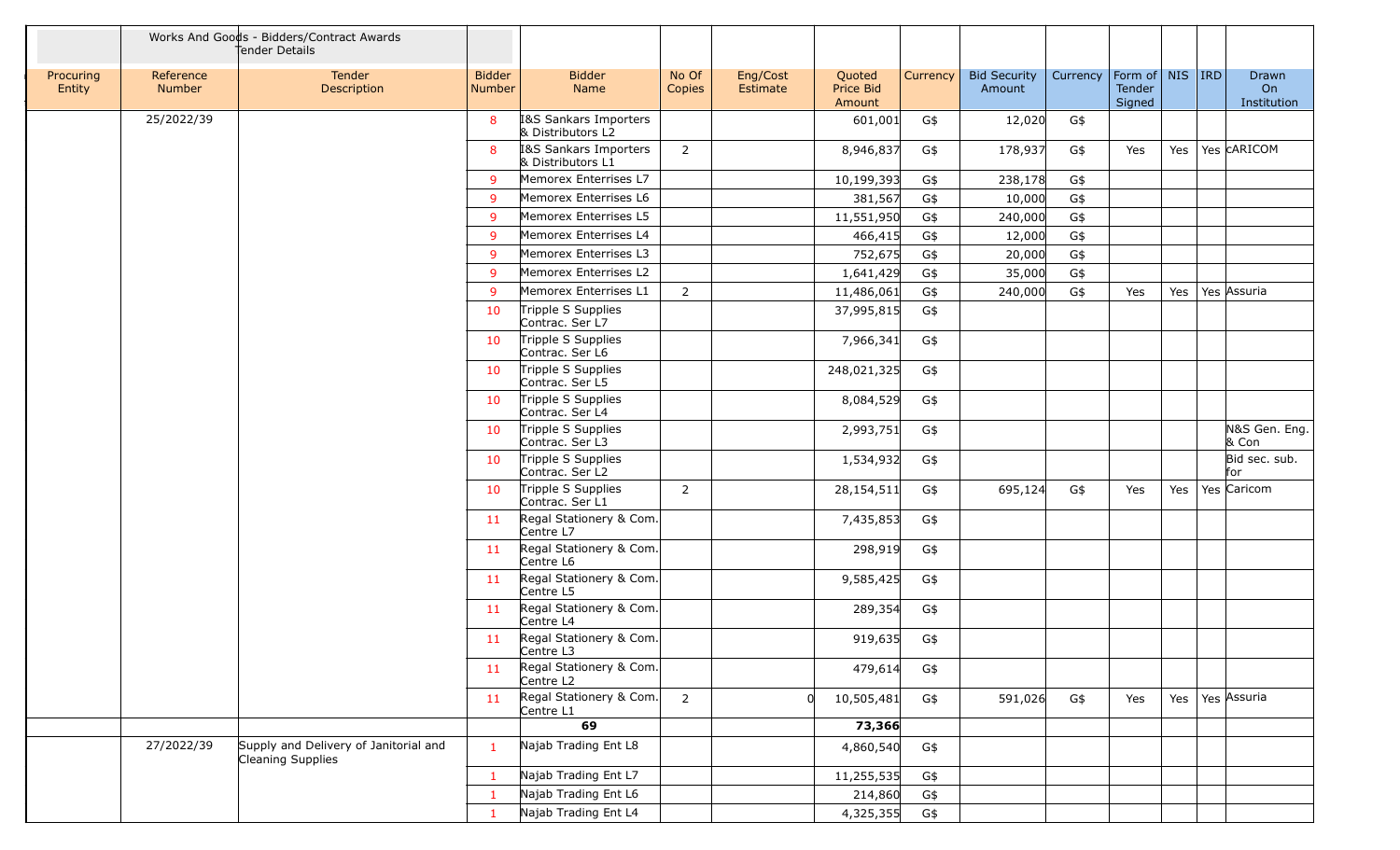| Procuring Entity | Works And Goods - Bidders/Contract Awards Tender Details Reference Number | Tender Description | Bidder Number | Bidder Name | No Of Copies | Eng/Cost Estimate | Quoted Price Bid Amount | Currency | Bid Security Amount | Currency | Form of Tender Signed | NIS | IRD | Drawn On Institution |
|---|---|---|---|---|---|---|---|---|---|---|---|---|---|---|
| | 25/2022/39 | | 8 | I&S Sankars Importers & Distributors L2 | | | 601,001 | G$ | 12,020 | G$ | | | | |
| | | | 8 | I&S Sankars Importers & Distributors L1 | 2 | | 8,946,837 | G$ | 178,937 | G$ | Yes | Yes | Yes | cARICOM |
| | | | 9 | Memorex Enterrises L7 | | | 10,199,393 | G$ | 238,178 | G$ | | | | |
| | | | 9 | Memorex Enterrises L6 | | | 381,567 | G$ | 10,000 | G$ | | | | |
| | | | 9 | Memorex Enterrises L5 | | | 11,551,950 | G$ | 240,000 | G$ | | | | |
| | | | 9 | Memorex Enterrises L4 | | | 466,415 | G$ | 12,000 | G$ | | | | |
| | | | 9 | Memorex Enterrises L3 | | | 752,675 | G$ | 20,000 | G$ | | | | |
| | | | 9 | Memorex Enterrises L2 | | | 1,641,429 | G$ | 35,000 | G$ | | | | |
| | | | 9 | Memorex Enterrises L1 | 2 | | 11,486,061 | G$ | 240,000 | G$ | Yes | Yes | Yes | Assuria |
| | | | 10 | Tripple S Supplies Contrac. Ser L7 | | | 37,995,815 | G$ | | | | | | |
| | | | 10 | Tripple S Supplies Contrac. Ser L6 | | | 7,966,341 | G$ | | | | | | |
| | | | 10 | Tripple S Supplies Contrac. Ser L5 | | | 248,021,325 | G$ | | | | | | |
| | | | 10 | Tripple S Supplies Contrac. Ser L4 | | | 8,084,529 | G$ | | | | | | |
| | | | 10 | Tripple S Supplies Contrac. Ser L3 | | | 2,993,751 | G$ | | | | | | N&S Gen. Eng. & Con |
| | | | 10 | Tripple S Supplies Contrac. Ser L2 | | | 1,534,932 | G$ | | | | | | Bid sec. sub. for |
| | | | 10 | Tripple S Supplies Contrac. Ser L1 | 2 | | 28,154,511 | G$ | 695,124 | G$ | Yes | Yes | Yes | Caricom |
| | | | 11 | Regal Stationery & Com. Centre L7 | | | 7,435,853 | G$ | | | | | | |
| | | | 11 | Regal Stationery & Com. Centre L6 | | | 298,919 | G$ | | | | | | |
| | | | 11 | Regal Stationery & Com. Centre L5 | | | 9,585,425 | G$ | | | | | | |
| | | | 11 | Regal Stationery & Com. Centre L4 | | | 289,354 | G$ | | | | | | |
| | | | 11 | Regal Stationery & Com. Centre L3 | | | 919,635 | G$ | | | | | | |
| | | | 11 | Regal Stationery & Com. Centre L2 | | | 479,614 | G$ | | | | | | |
| | | | 11 | Regal Stationery & Com. Centre L1 | 2 | 0 | 10,505,481 | G$ | 591,026 | G$ | Yes | Yes | Yes | Assuria |
| | | | | **69** | | | **73,366** | | | | | | | |
| | 27/2022/39 | Supply and Delivery of Janitorial and Cleaning Supplies | 1 | Najab Trading Ent L8 | | | 4,860,540 | G$ | | | | | | |
| | | | 1 | Najab Trading Ent L7 | | | 11,255,535 | G$ | | | | | | |
| | | | 1 | Najab Trading Ent L6 | | | 214,860 | G$ | | | | | | |
| | | | 1 | Najab Trading Ent L4 | | | 4,325,355 | G$ | | | | | | |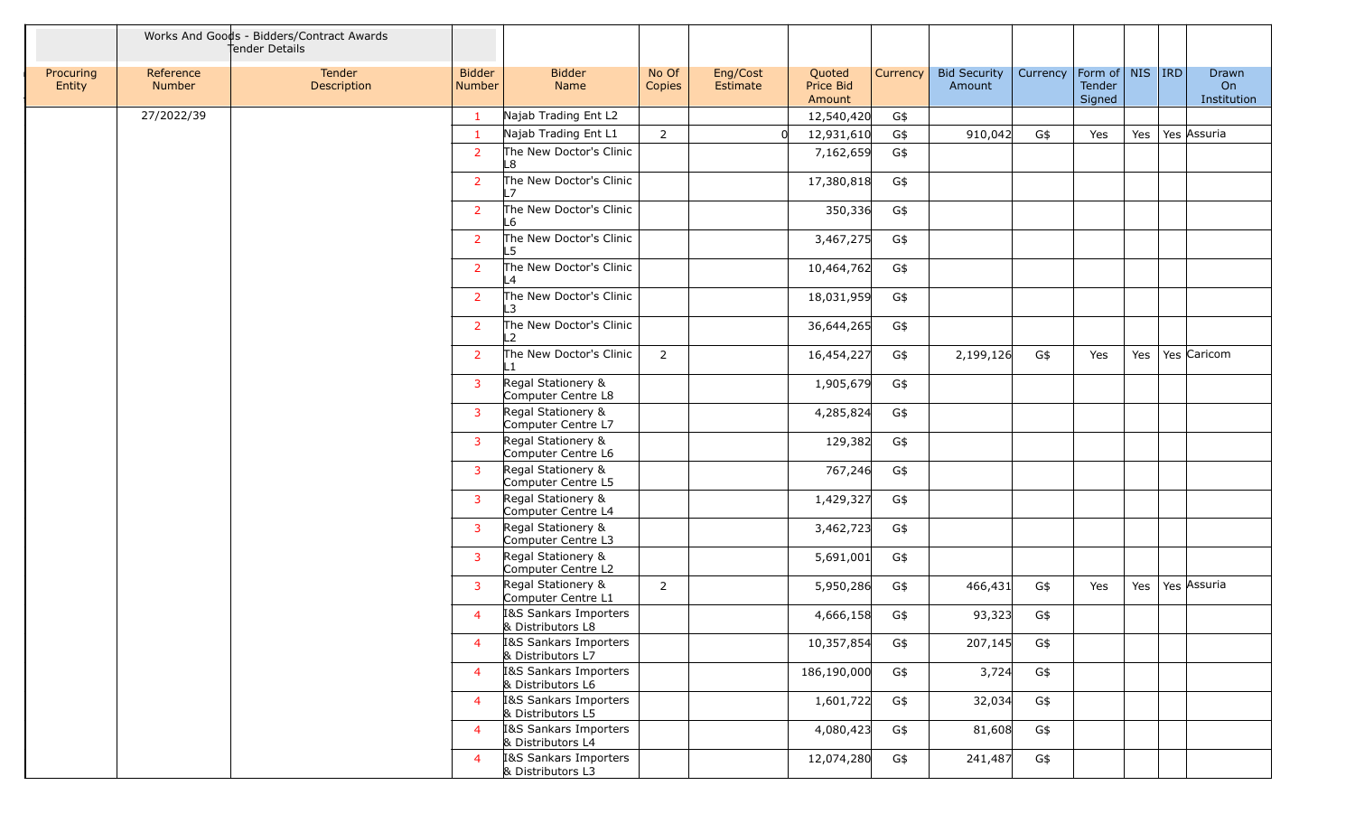| | Works And Goods - Bidders/Contract Awards Tender Details | | | | | | | | | | | | | | |
|---|---|---|---|---|---|---|---|---|---|---|---|---|---|---|---|
| Procuring Entity | Reference Number | Tender Description | Bidder Number | Bidder Name | No Of Copies | Eng/Cost Estimate | Quoted Price Bid Amount | Currency | Bid Security Amount | Currency | Form of Tender Signed | NIS | IRD | Drawn On Institution |
| | 27/2022/39 | | 1 | Najab Trading Ent L2 | | | 12,540,420 | G$ | | | | | | |
| | | | 1 | Najab Trading Ent L1 | 2 | 0 | 12,931,610 | G$ | 910,042 | G$ | Yes | Yes | Yes | Assuria |
| | | | 2 | The New Doctor's Clinic L8 | | | 7,162,659 | G$ | | | | | | |
| | | | 2 | The New Doctor's Clinic L7 | | | 17,380,818 | G$ | | | | | | |
| | | | 2 | The New Doctor's Clinic L6 | | | 350,336 | G$ | | | | | | |
| | | | 2 | The New Doctor's Clinic L5 | | | 3,467,275 | G$ | | | | | | |
| | | | 2 | The New Doctor's Clinic L4 | | | 10,464,762 | G$ | | | | | | |
| | | | 2 | The New Doctor's Clinic L3 | | | 18,031,959 | G$ | | | | | | |
| | | | 2 | The New Doctor's Clinic L2 | | | 36,644,265 | G$ | | | | | | |
| | | | 2 | The New Doctor's Clinic L1 | 2 | | 16,454,227 | G$ | 2,199,126 | G$ | Yes | Yes | Yes | Caricom |
| | | | 3 | Regal Stationery & Computer Centre L8 | | | 1,905,679 | G$ | | | | | | |
| | | | 3 | Regal Stationery & Computer Centre L7 | | | 4,285,824 | G$ | | | | | | |
| | | | 3 | Regal Stationery & Computer Centre L6 | | | 129,382 | G$ | | | | | | |
| | | | 3 | Regal Stationery & Computer Centre L5 | | | 767,246 | G$ | | | | | | |
| | | | 3 | Regal Stationery & Computer Centre L4 | | | 1,429,327 | G$ | | | | | | |
| | | | 3 | Regal Stationery & Computer Centre L3 | | | 3,462,723 | G$ | | | | | | |
| | | | 3 | Regal Stationery & Computer Centre L2 | | | 5,691,001 | G$ | | | | | | |
| | | | 3 | Regal Stationery & Computer Centre L1 | 2 | | 5,950,286 | G$ | 466,431 | G$ | Yes | Yes | Yes | Assuria |
| | | | 4 | I&S Sankars Importers & Distributors L8 | | | 4,666,158 | G$ | 93,323 | G$ | | | | |
| | | | 4 | I&S Sankars Importers & Distributors L7 | | | 10,357,854 | G$ | 207,145 | G$ | | | | |
| | | | 4 | I&S Sankars Importers & Distributors L6 | | | 186,190,000 | G$ | 3,724 | G$ | | | | |
| | | | 4 | I&S Sankars Importers & Distributors L5 | | | 1,601,722 | G$ | 32,034 | G$ | | | | |
| | | | 4 | I&S Sankars Importers & Distributors L4 | | | 4,080,423 | G$ | 81,608 | G$ | | | | |
| | | | 4 | I&S Sankars Importers & Distributors L3 | | | 12,074,280 | G$ | 241,487 | G$ | | | | |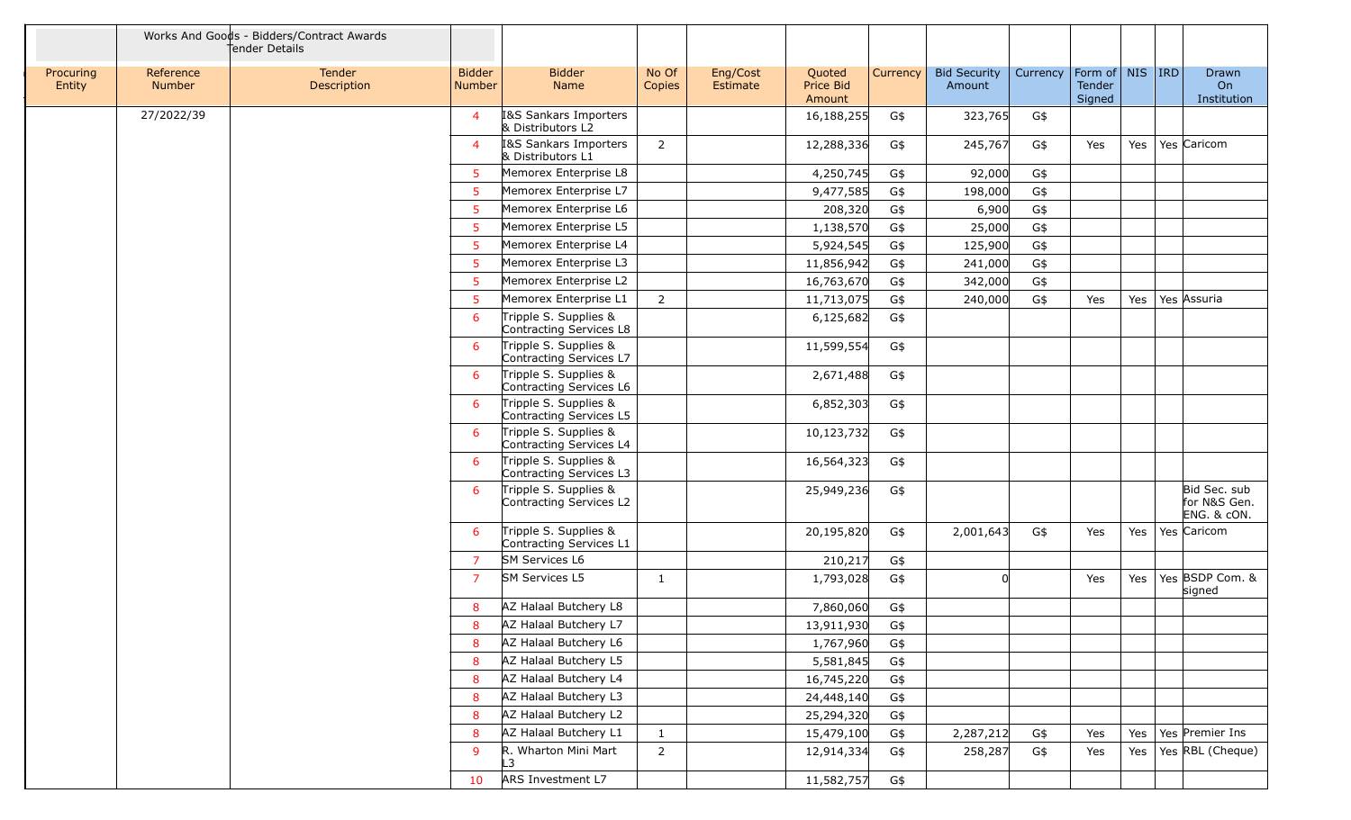| | Works And Goods - Bidders/Contract Awards Tender Details | | | | | | | | | | | | | |
|---|---|---|---|---|---|---|---|---|---|---|---|---|---|---|
| Procuring Entity | Reference Number | Tender Description | Bidder Number | Bidder Name | No Of Copies | Eng/Cost Estimate | Quoted Price Bid Amount | Currency | Bid Security Amount | Currency | Form of Tender Signed | NIS | IRD | Drawn On Institution |
| | 27/2022/39 | | 4 | I&S Sankars Importers & Distributors L2 | | | 16,188,255 | G$ | 323,765 | G$ | | | | |
| | | | 4 | I&S Sankars Importers & Distributors L1 | 2 | | 12,288,336 | G$ | 245,767 | G$ | Yes | Yes | Yes | Caricom |
| | | | 5 | Memorex Enterprise L8 | | | 4,250,745 | G$ | 92,000 | G$ | | | | |
| | | | 5 | Memorex Enterprise L7 | | | 9,477,585 | G$ | 198,000 | G$ | | | | |
| | | | 5 | Memorex Enterprise L6 | | | 208,320 | G$ | 6,900 | G$ | | | | |
| | | | 5 | Memorex Enterprise L5 | | | 1,138,570 | G$ | 25,000 | G$ | | | | |
| | | | 5 | Memorex Enterprise L4 | | | 5,924,545 | G$ | 125,900 | G$ | | | | |
| | | | 5 | Memorex Enterprise L3 | | | 11,856,942 | G$ | 241,000 | G$ | | | | |
| | | | 5 | Memorex Enterprise L2 | | | 16,763,670 | G$ | 342,000 | G$ | | | | |
| | | | 5 | Memorex Enterprise L1 | 2 | | 11,713,075 | G$ | 240,000 | G$ | Yes | Yes | Yes | Assuria |
| | | | 6 | Tripple S. Supplies & Contracting Services L8 | | | 6,125,682 | G$ | | | | | | |
| | | | 6 | Tripple S. Supplies & Contracting Services L7 | | | 11,599,554 | G$ | | | | | | |
| | | | 6 | Tripple S. Supplies & Contracting Services L6 | | | 2,671,488 | G$ | | | | | | |
| | | | 6 | Tripple S. Supplies & Contracting Services L5 | | | 6,852,303 | G$ | | | | | | |
| | | | 6 | Tripple S. Supplies & Contracting Services L4 | | | 10,123,732 | G$ | | | | | | |
| | | | 6 | Tripple S. Supplies & Contracting Services L3 | | | 16,564,323 | G$ | | | | | | |
| | | | 6 | Tripple S. Supplies & Contracting Services L2 | | | 25,949,236 | G$ | | | | | | Bid Sec. sub for N&S Gen. ENG. & cON. |
| | | | 6 | Tripple S. Supplies & Contracting Services L1 | | | 20,195,820 | G$ | 2,001,643 | G$ | Yes | Yes | Yes | Caricom |
| | | | 7 | SM Services L6 | | | 210,217 | G$ | | | | | | |
| | | | 7 | SM Services L5 | 1 | | 1,793,028 | G$ | 0 | | Yes | Yes | Yes | BSDP Com. & signed |
| | | | 8 | AZ Halaal Butchery L8 | | | 7,860,060 | G$ | | | | | | |
| | | | 8 | AZ Halaal Butchery L7 | | | 13,911,930 | G$ | | | | | | |
| | | | 8 | AZ Halaal Butchery L6 | | | 1,767,960 | G$ | | | | | | |
| | | | 8 | AZ Halaal Butchery L5 | | | 5,581,845 | G$ | | | | | | |
| | | | 8 | AZ Halaal Butchery L4 | | | 16,745,220 | G$ | | | | | | |
| | | | 8 | AZ Halaal Butchery L3 | | | 24,448,140 | G$ | | | | | | |
| | | | 8 | AZ Halaal Butchery L2 | | | 25,294,320 | G$ | | | | | | |
| | | | 8 | AZ Halaal Butchery L1 | 1 | | 15,479,100 | G$ | 2,287,212 | G$ | Yes | Yes | Yes | Premier Ins |
| | | | 9 | R. Wharton Mini Mart L3 | 2 | | 12,914,334 | G$ | 258,287 | G$ | Yes | Yes | Yes | RBL (Cheque) |
| | | | 10 | ARS Investment L7 | | | 11,582,757 | G$ | | | | | | |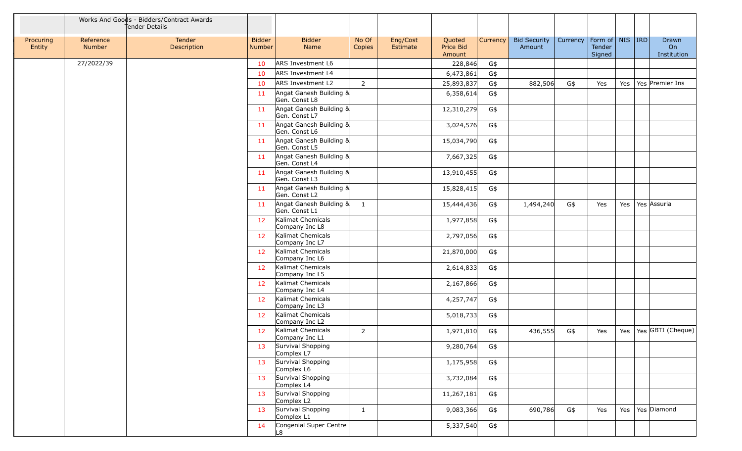| | Works And Goods - Bidders/Contract Awards Tender Details | | | | | | | | | | | | | |
|---|---|---|---|---|---|---|---|---|---|---|---|---|---|---|
| Procuring Entity | Reference Number | Tender Description | Bidder Number | Bidder Name | No Of Copies | Eng/Cost Estimate | Quoted Price Bid Amount | Currency | Bid Security Amount | Currency | Form of Tender Signed | NIS | IRD | Drawn On Institution |
| | 27/2022/39 | | 10 | ARS Investment L6 | | | 228,846 | G$ | | | | | | |
| | | | 10 | ARS Investment L4 | | | 6,473,861 | G$ | | | | | | |
| | | | 10 | ARS Investment L2 | 2 | | 25,893,837 | G$ | 882,506 | G$ | Yes | Yes | Yes | Premier Ins |
| | | | 11 | Angat Ganesh Building & Gen. Const L8 | | | 6,358,614 | G$ | | | | | | |
| | | | 11 | Angat Ganesh Building & Gen. Const L7 | | | 12,310,279 | G$ | | | | | | |
| | | | 11 | Angat Ganesh Building & Gen. Const L6 | | | 3,024,576 | G$ | | | | | | |
| | | | 11 | Angat Ganesh Building & Gen. Const L5 | | | 15,034,790 | G$ | | | | | | |
| | | | 11 | Angat Ganesh Building & Gen. Const L4 | | | 7,667,325 | G$ | | | | | | |
| | | | 11 | Angat Ganesh Building & Gen. Const L3 | | | 13,910,455 | G$ | | | | | | |
| | | | 11 | Angat Ganesh Building & Gen. Const L2 | | | 15,828,415 | G$ | | | | | | |
| | | | 11 | Angat Ganesh Building & Gen. Const L1 | 1 | | 15,444,436 | G$ | 1,494,240 | G$ | Yes | Yes | Yes | Assuria |
| | | | 12 | Kalimat Chemicals Company Inc L8 | | | 1,977,858 | G$ | | | | | | |
| | | | 12 | Kalimat Chemicals Company Inc L7 | | | 2,797,056 | G$ | | | | | | |
| | | | 12 | Kalimat Chemicals Company Inc L6 | | | 21,870,000 | G$ | | | | | | |
| | | | 12 | Kalimat Chemicals Company Inc L5 | | | 2,614,833 | G$ | | | | | | |
| | | | 12 | Kalimat Chemicals Company Inc L4 | | | 2,167,866 | G$ | | | | | | |
| | | | 12 | Kalimat Chemicals Company Inc L3 | | | 4,257,747 | G$ | | | | | | |
| | | | 12 | Kalimat Chemicals Company Inc L2 | | | 5,018,733 | G$ | | | | | | |
| | | | 12 | Kalimat Chemicals Company Inc L1 | 2 | | 1,971,810 | G$ | 436,555 | G$ | Yes | Yes | Yes | GBTI (Cheque) |
| | | | 13 | Survival Shopping Complex L7 | | | 9,280,764 | G$ | | | | | | |
| | | | 13 | Survival Shopping Complex L6 | | | 1,175,958 | G$ | | | | | | |
| | | | 13 | Survival Shopping Complex L4 | | | 3,732,084 | G$ | | | | | | |
| | | | 13 | Survival Shopping Complex L2 | | | 11,267,181 | G$ | | | | | | |
| | | | 13 | Survival Shopping Complex L1 | 1 | | 9,083,366 | G$ | 690,786 | G$ | Yes | Yes | Yes | Diamond |
| | | | 14 | Congenial Super Centre L8 | | | 5,337,540 | G$ | | | | | | |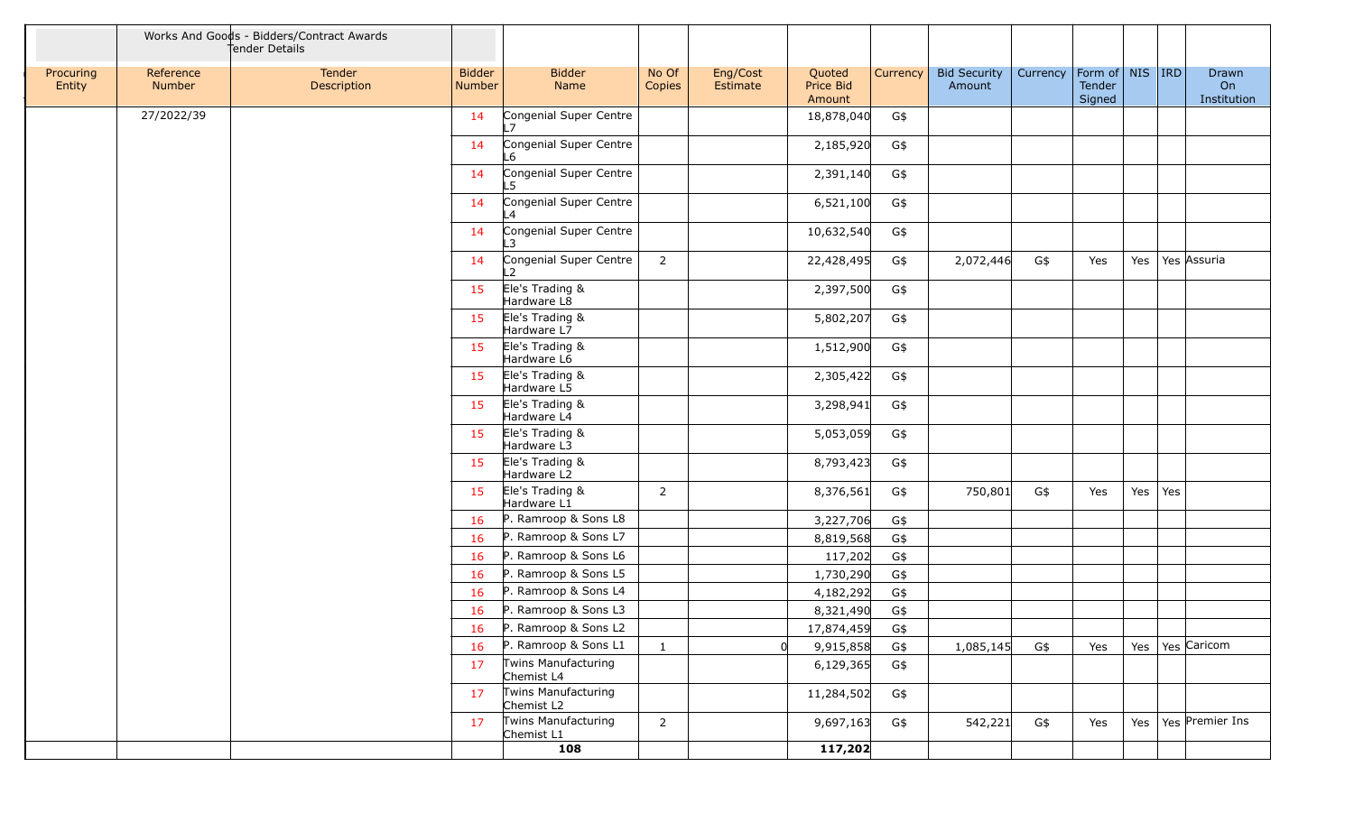| | Works And Goods - Bidders/Contract Awards Tender Details | | | | | | | | | | | | | | |
|---|---|---|---|---|---|---|---|---|---|---|---|---|---|---|---|
| Procuring Entity | Reference Number | Tender Description | Bidder Number | Bidder Name | No Of Copies | Eng/Cost Estimate | Quoted Price Bid Amount | Currency | Bid Security Amount | Currency | Form of Tender Signed | NIS | IRD | Drawn On Institution |
| | 27/2022/39 | | 14 | Congenial Super Centre L7 | | | 18,878,040 | G$ | | | | | | |
| | | | 14 | Congenial Super Centre L6 | | | 2,185,920 | G$ | | | | | | |
| | | | 14 | Congenial Super Centre L5 | | | 2,391,140 | G$ | | | | | | |
| | | | 14 | Congenial Super Centre L4 | | | 6,521,100 | G$ | | | | | | |
| | | | 14 | Congenial Super Centre L3 | | | 10,632,540 | G$ | | | | | | |
| | | | 14 | Congenial Super Centre L2 | 2 | | 22,428,495 | G$ | 2,072,446 | G$ | Yes | Yes | Yes | Assuria |
| | | | 15 | Ele's Trading & Hardware L8 | | | 2,397,500 | G$ | | | | | | |
| | | | 15 | Ele's Trading & Hardware L7 | | | 5,802,207 | G$ | | | | | | |
| | | | 15 | Ele's Trading & Hardware L6 | | | 1,512,900 | G$ | | | | | | |
| | | | 15 | Ele's Trading & Hardware L5 | | | 2,305,422 | G$ | | | | | | |
| | | | 15 | Ele's Trading & Hardware L4 | | | 3,298,941 | G$ | | | | | | |
| | | | 15 | Ele's Trading & Hardware L3 | | | 5,053,059 | G$ | | | | | | |
| | | | 15 | Ele's Trading & Hardware L2 | | | 8,793,423 | G$ | | | | | | |
| | | | 15 | Ele's Trading & Hardware L1 | 2 | | 8,376,561 | G$ | 750,801 | G$ | Yes | Yes | Yes | |
| | | | 16 | P. Ramroop & Sons L8 | | | 3,227,706 | G$ | | | | | | |
| | | | 16 | P. Ramroop & Sons L7 | | | 8,819,568 | G$ | | | | | | |
| | | | 16 | P. Ramroop & Sons L6 | | | 117,202 | G$ | | | | | | |
| | | | 16 | P. Ramroop & Sons L5 | | | 1,730,290 | G$ | | | | | | |
| | | | 16 | P. Ramroop & Sons L4 | | | 4,182,292 | G$ | | | | | | |
| | | | 16 | P. Ramroop & Sons L3 | | | 8,321,490 | G$ | | | | | | |
| | | | 16 | P. Ramroop & Sons L2 | | | 17,874,459 | G$ | | | | | | |
| | | | 16 | P. Ramroop & Sons L1 | 1 | 0 | 9,915,858 | G$ | 1,085,145 | G$ | Yes | Yes | Yes | Caricom |
| | | | 17 | Twins Manufacturing Chemist L4 | | | 6,129,365 | G$ | | | | | | |
| | | | 17 | Twins Manufacturing Chemist L2 | | | 11,284,502 | G$ | | | | | | |
| | | | 17 | Twins Manufacturing Chemist L1 | 2 | | 9,697,163 | G$ | 542,221 | G$ | Yes | Yes | Yes | Premier Ins |
| | | | | **108** | | | **117,202** | | | | | | | |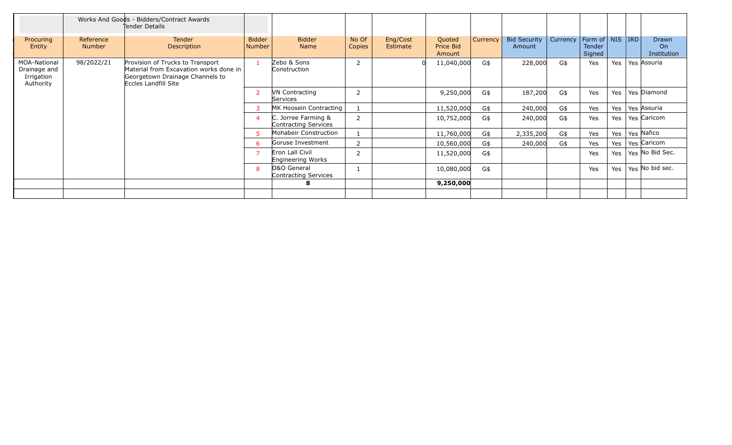| | | Works And Goods - Bidders/Contract Awards Tender Details | | | | | | | | | | | | |
|---|---|---|---|---|---|---|---|---|---|---|---|---|---|---|
| Procuring Entity | Reference Number | Tender Description | Bidder Number | Bidder Name | No Of Copies | Eng/Cost Estimate | Quoted Price Bid Amount | Currency | Bid Security Amount | Currency | Form of Tender Signed | NIS | IRD | Drawn On Institution |
| MOA-National Drainage and Irrigation Authority | 98/2022/21 | Provision of Trucks to Transport Material from Excavation works done in Georgetown Drainage Channels to Eccles Landfill Site | 1 | Zebo & Sons Construction | 2 | 0 | 11,040,000 | G$ | 228,000 | G$ | Yes | Yes | Yes | Assuria |
| | | | 2 | VN Contracting Services | 2 | | 9,250,000 | G$ | 187,200 | G$ | Yes | Yes | Yes | Diamond |
| | | | 3 | MK Hoosein Contracting | 1 | | 11,520,000 | G$ | 240,000 | G$ | Yes | Yes | Yes | Assuria |
| | | | 4 | C. Jorree Farming & Contracting Services | 2 | | 10,752,000 | G$ | 240,000 | G$ | Yes | Yes | Yes | Caricom |
| | | | 5 | Mohabeir Construction | 1 | | 11,760,000 | G$ | 2,335,200 | G$ | Yes | Yes | Yes | Nafico |
| | | | 6 | Goruse Investment | 2 | | 10,560,000 | G$ | 240,000 | G$ | Yes | Yes | Yes | Caricom |
| | | | 7 | Eron Lall Civil Engineering Works | 2 | | 11,520,000 | G$ | | | Yes | Yes | Yes | No Bid Sec. |
| | | | 8 | O&O General Contracting Services | 1 | | 10,080,000 | G$ | | | Yes | Yes | Yes | No bid sec. |
| | | | | **8** | | | **9,250,000** | | | | | | | |
| | | | | | | | | | | | | | | |